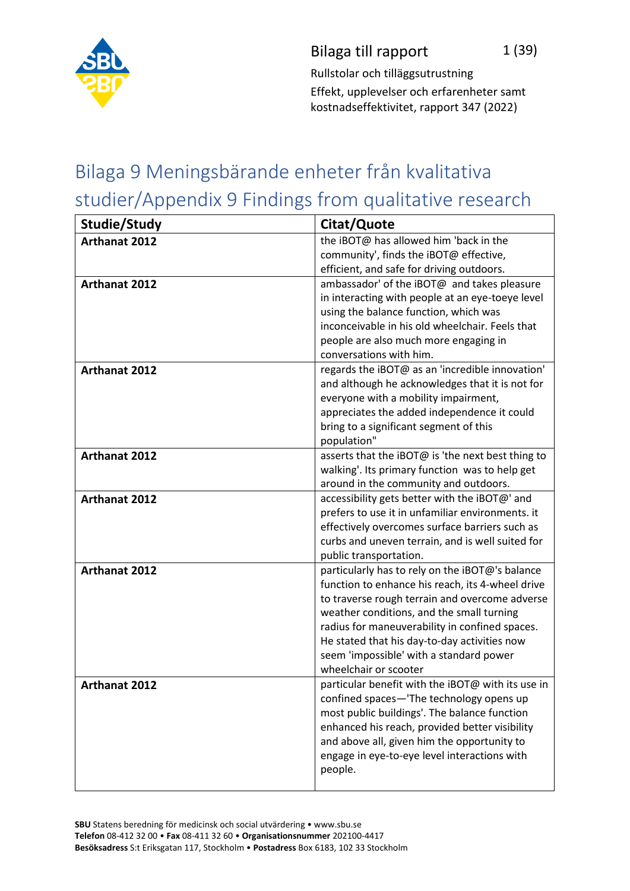Bilaga till rapport

Rullstolar och tilläggsutrustning

Effekt, upplevelser och erfarenheter samt kostnadseffektivitet, rapport 347 (2022)

# Bilaga 9 Meningsbärande enheter från kvalitativa studier/Appendix 9 Findings from qualitative research

| Studie/Study | Citat/Quote |
|---|---|
| Arthanat 2012 | the iBOT@ has allowed him 'back in the community', finds the iBOT@ effective, efficient, and safe for driving outdoors. |
| Arthanat 2012 | ambassador' of the iBOT@ and takes pleasure in interacting with people at an eye-toeye level using the balance function, which was inconceivable in his old wheelchair. Feels that people are also much more engaging in conversations with him. |
| Arthanat 2012 | regards the iBOT@ as an 'incredible innovation' and although he acknowledges that it is not for everyone with a mobility impairment, appreciates the added independence it could bring to a significant segment of this population" |
| Arthanat 2012 | asserts that the iBOT@ is 'the next best thing to walking'. Its primary function was to help get around in the community and outdoors. |
| Arthanat 2012 | accessibility gets better with the iBOT@' and prefers to use it in unfamiliar environments. it effectively overcomes surface barriers such as curbs and uneven terrain, and is well suited for public transportation. |
| Arthanat 2012 | particularly has to rely on the iBOT@'s balance function to enhance his reach, its 4-wheel drive to traverse rough terrain and overcome adverse weather conditions, and the small turning radius for maneuverability in confined spaces. He stated that his day-to-day activities now seem 'impossible' with a standard power wheelchair or scooter |
| Arthanat 2012 | particular benefit with the iBOT@ with its use in confined spaces—'The technology opens up most public buildings'. The balance function enhanced his reach, provided better visibility and above all, given him the opportunity to engage in eye-to-eye level interactions with people. |

**SBU** Statens beredning för medicinsk och social utvärdering • www.sbu.se
**Telefon** 08-412 32 00 • **Fax** 08-411 32 60 • **Organisationsnummer** 202100-4417
**Besöksadress** S:t Eriksgatan 117, Stockholm • **Postadress** Box 6183, 102 33 Stockholm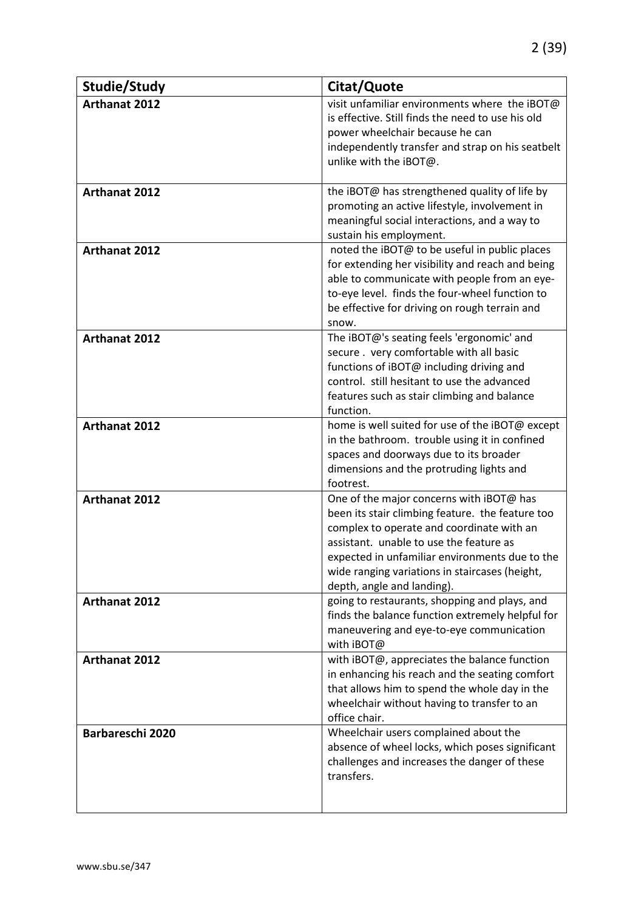| Studie/Study | Citat/Quote |
|---|---|
| **Arthanat 2012** | visit unfamiliar environments where the iBOT@ is effective. Still finds the need to use his old power wheelchair because he can independently transfer and strap on his seatbelt unlike with the iBOT@. |
| **Arthanat 2012** | the iBOT@ has strengthened quality of life by promoting an active lifestyle, involvement in meaningful social interactions, and a way to sustain his employment. |
| **Arthanat 2012** | noted the iBOT@ to be useful in public places for extending her visibility and reach and being able to communicate with people from an eye-to-eye level. finds the four-wheel function to be effective for driving on rough terrain and snow. |
| **Arthanat 2012** | The iBOT@'s seating feels 'ergonomic' and secure . very comfortable with all basic functions of iBOT@ including driving and control. still hesitant to use the advanced features such as stair climbing and balance function. |
| **Arthanat 2012** | home is well suited for use of the iBOT@ except in the bathroom. trouble using it in confined spaces and doorways due to its broader dimensions and the protruding lights and footrest. |
| **Arthanat 2012** | One of the major concerns with iBOT@ has been its stair climbing feature. the feature too complex to operate and coordinate with an assistant. unable to use the feature as expected in unfamiliar environments due to the wide ranging variations in staircases (height, depth, angle and landing). |
| **Arthanat 2012** | going to restaurants, shopping and plays, and finds the balance function extremely helpful for maneuvering and eye-to-eye communication with iBOT@ |
| **Arthanat 2012** | with iBOT@, appreciates the balance function in enhancing his reach and the seating comfort that allows him to spend the whole day in the wheelchair without having to transfer to an office chair. |
| **Barbareschi 2020** | Wheelchair users complained about the absence of wheel locks, which poses significant challenges and increases the danger of these transfers. |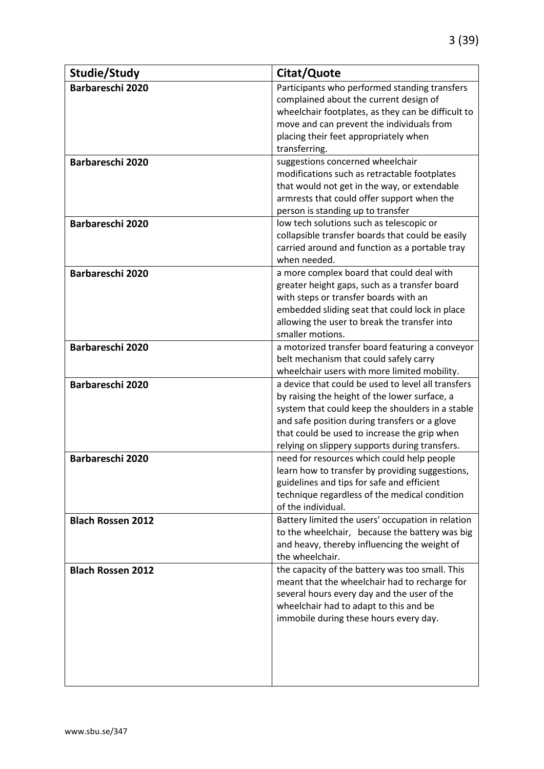| Studie/Study | Citat/Quote |
|---|---|
| **Barbareschi 2020** | Participants who performed standing transfers complained about the current design of wheelchair footplates, as they can be difficult to move and can prevent the individuals from placing their feet appropriately when transferring. |
| **Barbareschi 2020** | suggestions concerned wheelchair modifications such as retractable footplates that would not get in the way, or extendable armrests that could offer support when the person is standing up to transfer |
| **Barbareschi 2020** | low tech solutions such as telescopic or collapsible transfer boards that could be easily carried around and function as a portable tray when needed. |
| **Barbareschi 2020** | a more complex board that could deal with greater height gaps, such as a transfer board with steps or transfer boards with an embedded sliding seat that could lock in place allowing the user to break the transfer into smaller motions. |
| **Barbareschi 2020** | a motorized transfer board featuring a conveyor belt mechanism that could safely carry wheelchair users with more limited mobility. |
| **Barbareschi 2020** | a device that could be used to level all transfers by raising the height of the lower surface, a system that could keep the shoulders in a stable and safe position during transfers or a glove that could be used to increase the grip when relying on slippery supports during transfers. |
| **Barbareschi 2020** | need for resources which could help people learn how to transfer by providing suggestions, guidelines and tips for safe and efficient technique regardless of the medical condition of the individual. |
| **Blach Rossen 2012** | Battery limited the users' occupation in relation to the wheelchair, because the battery was big and heavy, thereby influencing the weight of the wheelchair. |
| **Blach Rossen 2012** | the capacity of the battery was too small. This meant that the wheelchair had to recharge for several hours every day and the user of the wheelchair had to adapt to this and be immobile during these hours every day. |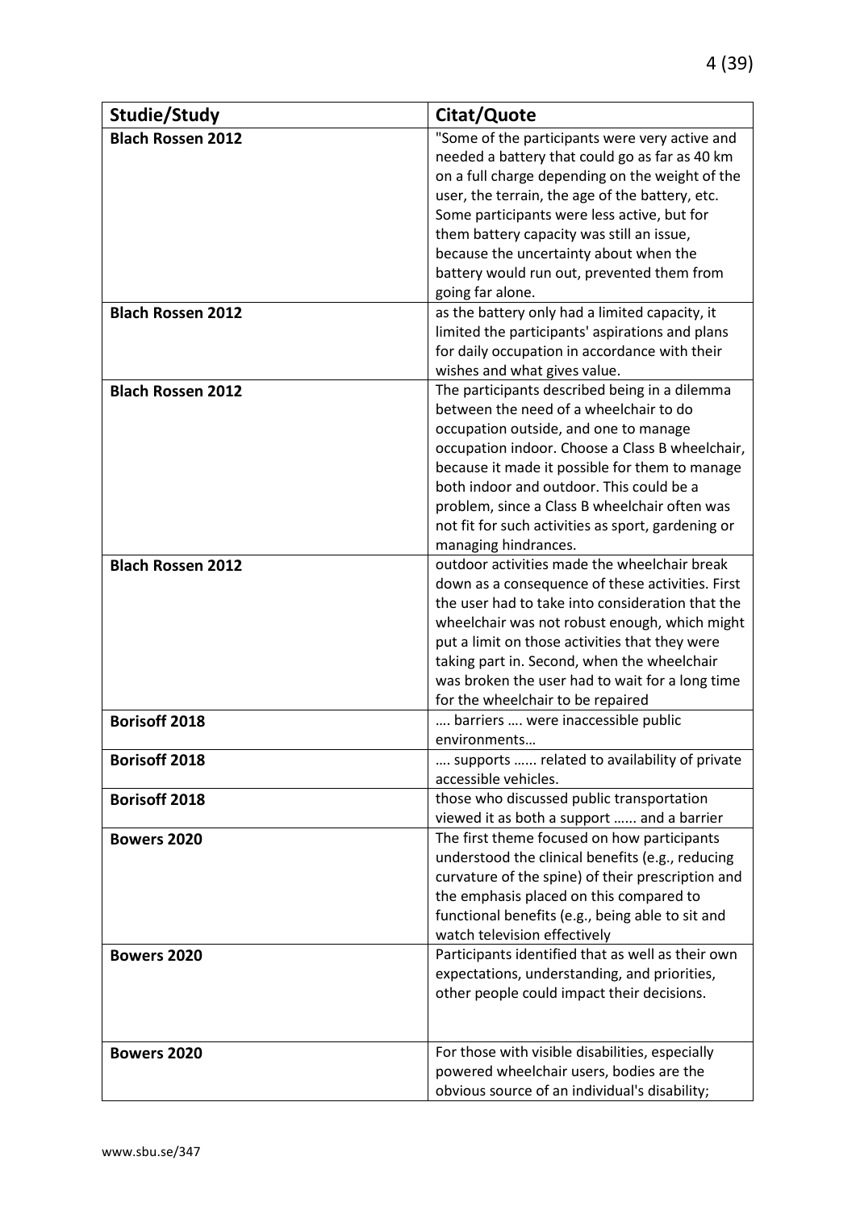| Studie/Study | Citat/Quote |
|---|---|
| **Blach Rossen 2012** | "Some of the participants were very active and needed a battery that could go as far as 40 km on a full charge depending on the weight of the user, the terrain, the age of the battery, etc. Some participants were less active, but for them battery capacity was still an issue, because the uncertainty about when the battery would run out, prevented them from going far alone. |
| **Blach Rossen 2012** | as the battery only had a limited capacity, it limited the participants' aspirations and plans for daily occupation in accordance with their wishes and what gives value. |
| **Blach Rossen 2012** | The participants described being in a dilemma between the need of a wheelchair to do occupation outside, and one to manage occupation indoor. Choose a Class B wheelchair, because it made it possible for them to manage both indoor and outdoor. This could be a problem, since a Class B wheelchair often was not fit for such activities as sport, gardening or managing hindrances. |
| **Blach Rossen 2012** | outdoor activities made the wheelchair break down as a consequence of these activities. First the user had to take into consideration that the wheelchair was not robust enough, which might put a limit on those activities that they were taking part in. Second, when the wheelchair was broken the user had to wait for a long time for the wheelchair to be repaired |
| **Borisoff 2018** | …. barriers …. were inaccessible public environments… |
| **Borisoff 2018** | …. supports …... related to availability of private accessible vehicles. |
| **Borisoff 2018** | those who discussed public transportation viewed it as both a support …... and a barrier |
| **Bowers 2020** | The first theme focused on how participants understood the clinical benefits (e.g., reducing curvature of the spine) of their prescription and the emphasis placed on this compared to functional benefits (e.g., being able to sit and watch television effectively |
| **Bowers 2020** | Participants identified that as well as their own expectations, understanding, and priorities, other people could impact their decisions. |
| **Bowers 2020** | For those with visible disabilities, especially powered wheelchair users, bodies are the obvious source of an individual's disability; |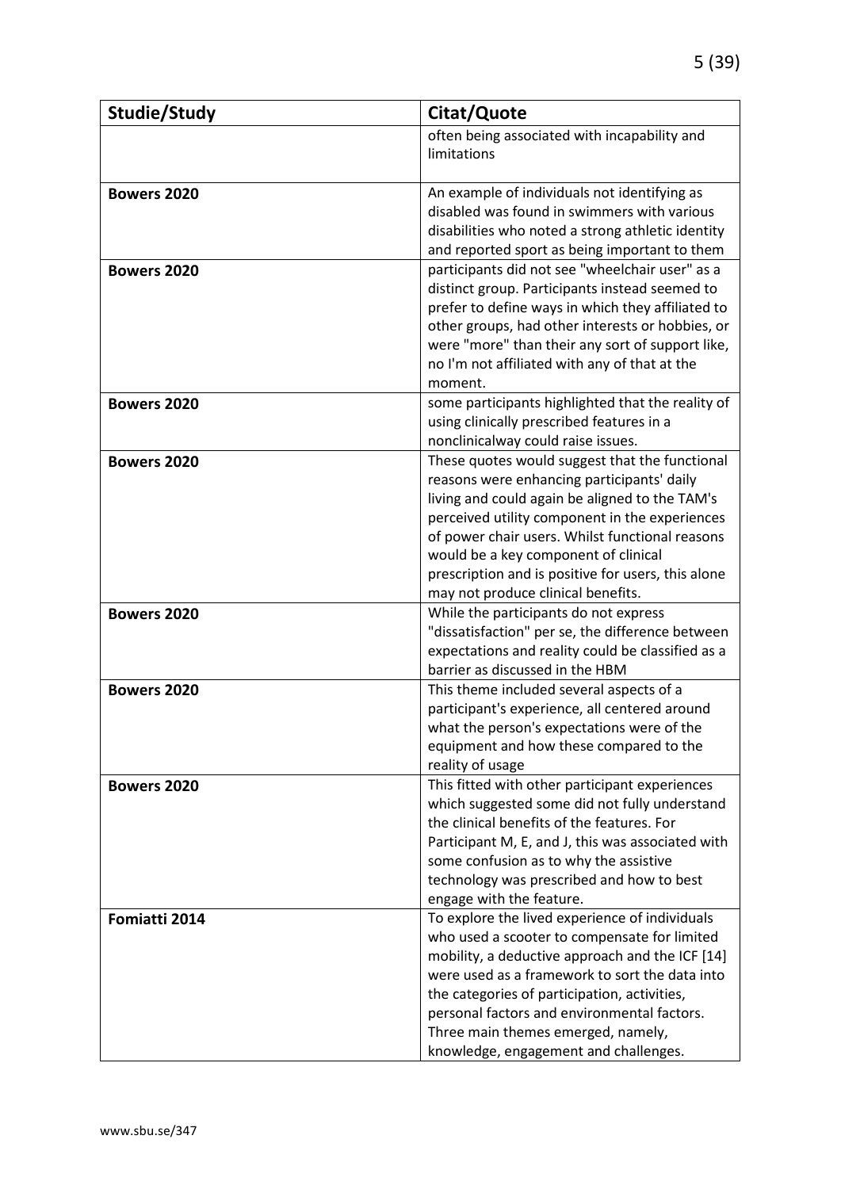| Studie/Study | Citat/Quote |
|---|---|
| | often being associated with incapability and limitations |
| **Bowers 2020** | An example of individuals not identifying as disabled was found in swimmers with various disabilities who noted a strong athletic identity and reported sport as being important to them |
| **Bowers 2020** | participants did not see "wheelchair user" as a distinct group. Participants instead seemed to prefer to define ways in which they affiliated to other groups, had other interests or hobbies, or were "more" than their any sort of support like, no I'm not affiliated with any of that at the moment. |
| **Bowers 2020** | some participants highlighted that the reality of using clinically prescribed features in a nonclinicalway could raise issues. |
| **Bowers 2020** | These quotes would suggest that the functional reasons were enhancing participants' daily living and could again be aligned to the TAM's perceived utility component in the experiences of power chair users. Whilst functional reasons would be a key component of clinical prescription and is positive for users, this alone may not produce clinical benefits. |
| **Bowers 2020** | While the participants do not express "dissatisfaction" per se, the difference between expectations and reality could be classified as a barrier as discussed in the HBM |
| **Bowers 2020** | This theme included several aspects of a participant's experience, all centered around what the person's expectations were of the equipment and how these compared to the reality of usage |
| **Bowers 2020** | This fitted with other participant experiences which suggested some did not fully understand the clinical benefits of the features. For Participant M, E, and J, this was associated with some confusion as to why the assistive technology was prescribed and how to best engage with the feature. |
| **Fomiatti 2014** | To explore the lived experience of individuals who used a scooter to compensate for limited mobility, a deductive approach and the ICF [14] were used as a framework to sort the data into the categories of participation, activities, personal factors and environmental factors. Three main themes emerged, namely, knowledge, engagement and challenges. |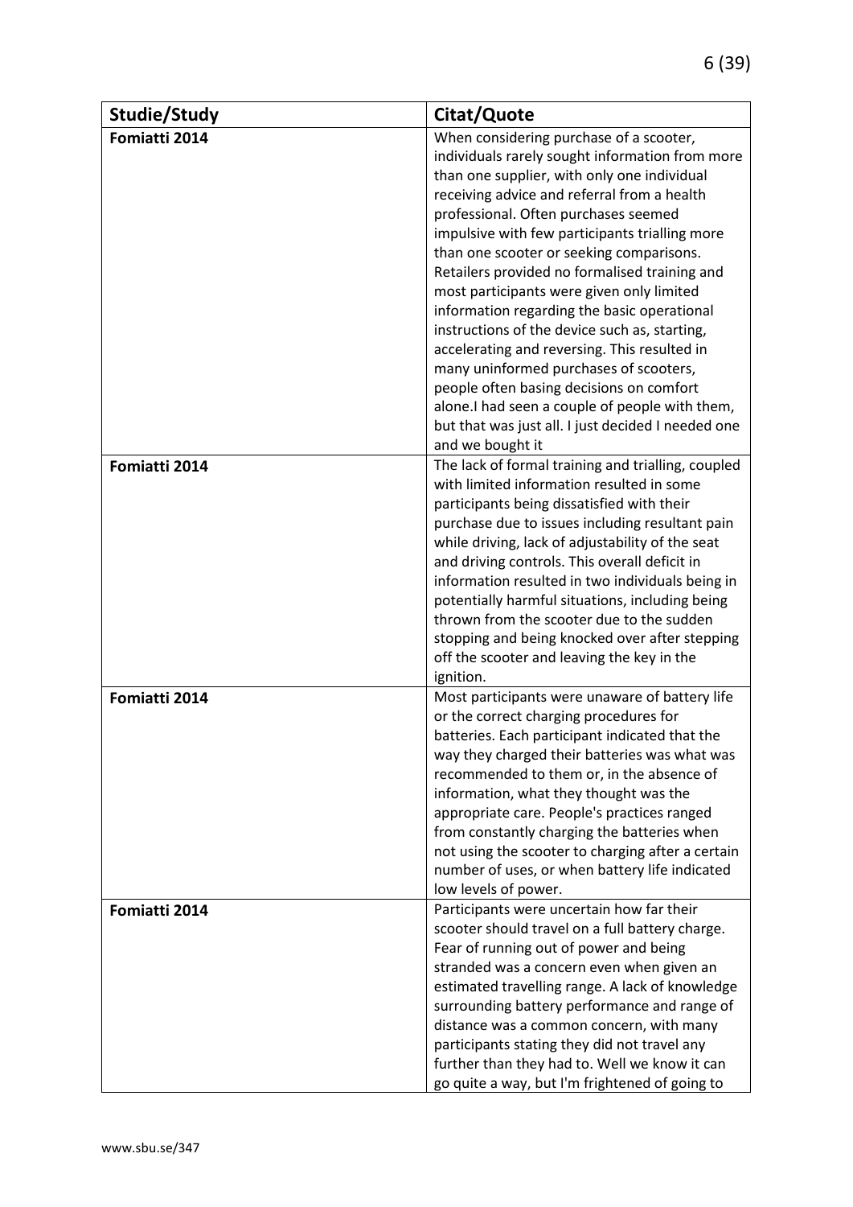| Studie/Study | Citat/Quote |
|---|---|
| Fomiatti 2014 | When considering purchase of a scooter, individuals rarely sought information from more than one supplier, with only one individual receiving advice and referral from a health professional. Often purchases seemed impulsive with few participants trialling more than one scooter or seeking comparisons. Retailers provided no formalised training and most participants were given only limited information regarding the basic operational instructions of the device such as, starting, accelerating and reversing. This resulted in many uninformed purchases of scooters, people often basing decisions on comfort alone.I had seen a couple of people with them, but that was just all. I just decided I needed one and we bought it |
| Fomiatti 2014 | The lack of formal training and trialling, coupled with limited information resulted in some participants being dissatisfied with their purchase due to issues including resultant pain while driving, lack of adjustability of the seat and driving controls. This overall deficit in information resulted in two individuals being in potentially harmful situations, including being thrown from the scooter due to the sudden stopping and being knocked over after stepping off the scooter and leaving the key in the ignition. |
| Fomiatti 2014 | Most participants were unaware of battery life or the correct charging procedures for batteries. Each participant indicated that the way they charged their batteries was what was recommended to them or, in the absence of information, what they thought was the appropriate care. People's practices ranged from constantly charging the batteries when not using the scooter to charging after a certain number of uses, or when battery life indicated low levels of power. |
| Fomiatti 2014 | Participants were uncertain how far their scooter should travel on a full battery charge. Fear of running out of power and being stranded was a concern even when given an estimated travelling range. A lack of knowledge surrounding battery performance and range of distance was a common concern, with many participants stating they did not travel any further than they had to. Well we know it can go quite a way, but I'm frightened of going to |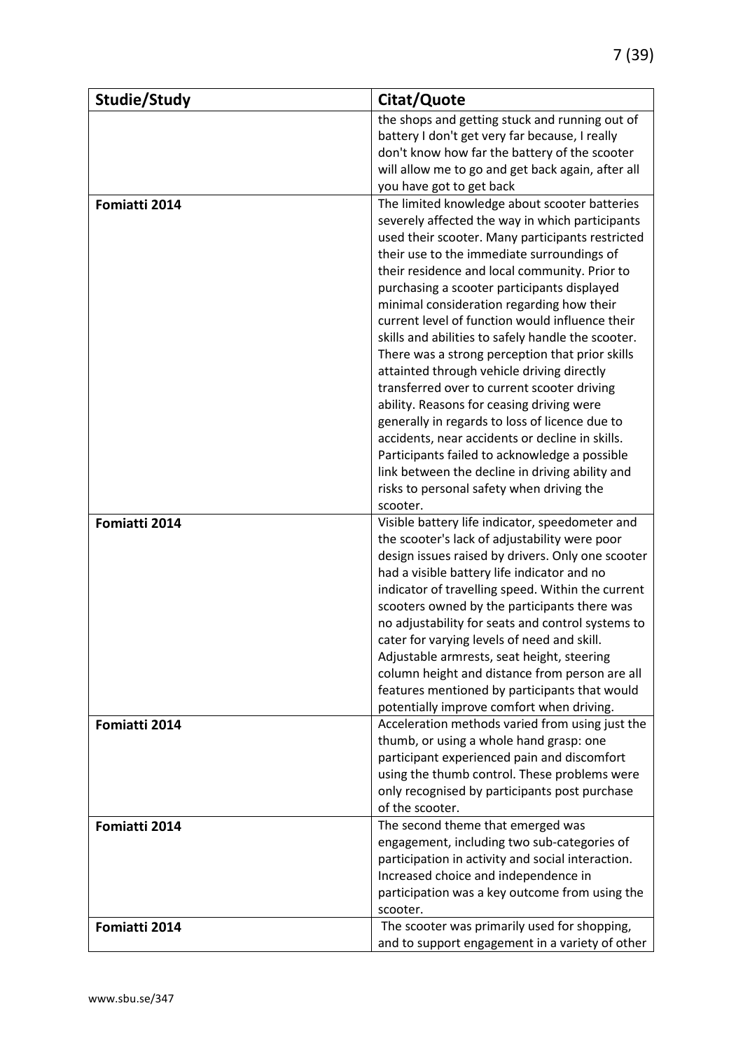| Studie/Study | Citat/Quote |
|---|---|
| | the shops and getting stuck and running out of battery I don't get very far because, I really don't know how far the battery of the scooter will allow me to go and get back again, after all you have got to get back |
| **Fomiatti 2014** | The limited knowledge about scooter batteries severely affected the way in which participants used their scooter. Many participants restricted their use to the immediate surroundings of their residence and local community. Prior to purchasing a scooter participants displayed minimal consideration regarding how their current level of function would influence their skills and abilities to safely handle the scooter. There was a strong perception that prior skills attainted through vehicle driving directly transferred over to current scooter driving ability. Reasons for ceasing driving were generally in regards to loss of licence due to accidents, near accidents or decline in skills. Participants failed to acknowledge a possible link between the decline in driving ability and risks to personal safety when driving the scooter. |
| **Fomiatti 2014** | Visible battery life indicator, speedometer and the scooter's lack of adjustability were poor design issues raised by drivers. Only one scooter had a visible battery life indicator and no indicator of travelling speed. Within the current scooters owned by the participants there was no adjustability for seats and control systems to cater for varying levels of need and skill. Adjustable armrests, seat height, steering column height and distance from person are all features mentioned by participants that would potentially improve comfort when driving. |
| **Fomiatti 2014** | Acceleration methods varied from using just the thumb, or using a whole hand grasp: one participant experienced pain and discomfort using the thumb control. These problems were only recognised by participants post purchase of the scooter. |
| **Fomiatti 2014** | The second theme that emerged was engagement, including two sub-categories of participation in activity and social interaction. Increased choice and independence in participation was a key outcome from using the scooter. |
| **Fomiatti 2014** | The scooter was primarily used for shopping, and to support engagement in a variety of other |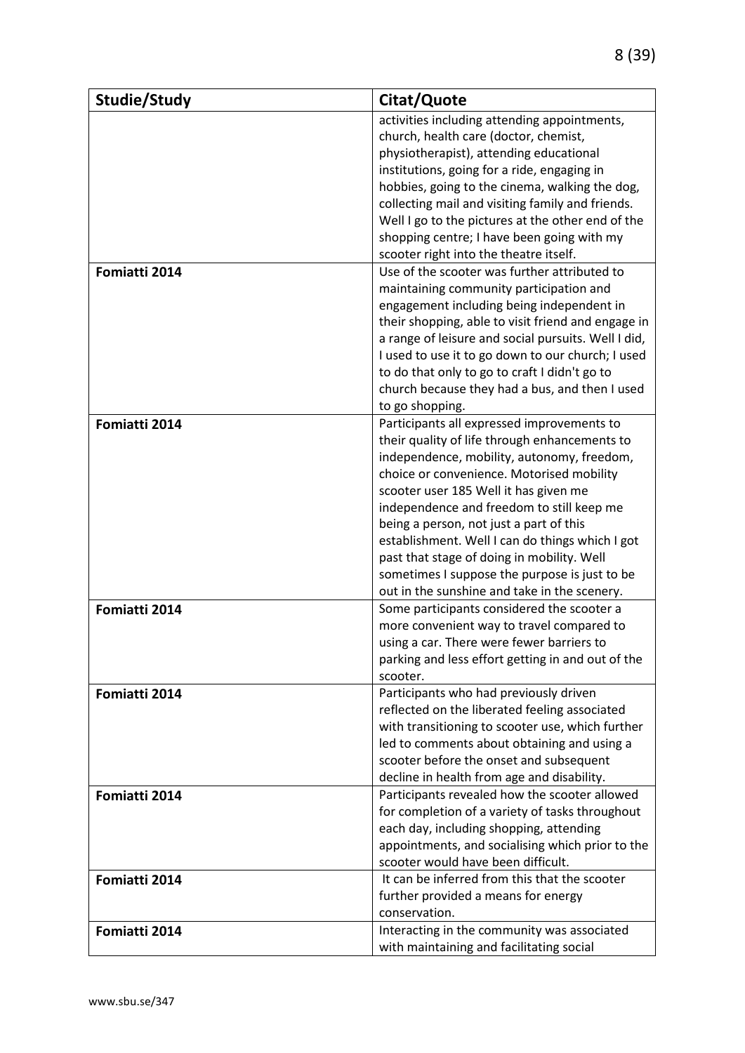| Studie/Study | Citat/Quote |
|---|---|
| | activities including attending appointments, church, health care (doctor, chemist, physiotherapist), attending educational institutions, going for a ride, engaging in hobbies, going to the cinema, walking the dog, collecting mail and visiting family and friends. Well I go to the pictures at the other end of the shopping centre; I have been going with my scooter right into the theatre itself. |
| **Fomiatti 2014** | Use of the scooter was further attributed to maintaining community participation and engagement including being independent in their shopping, able to visit friend and engage in a range of leisure and social pursuits. Well I did, I used to use it to go down to our church; I used to do that only to go to craft I didn't go to church because they had a bus, and then I used to go shopping. |
| **Fomiatti 2014** | Participants all expressed improvements to their quality of life through enhancements to independence, mobility, autonomy, freedom, choice or convenience. Motorised mobility scooter user 185 Well it has given me independence and freedom to still keep me being a person, not just a part of this establishment. Well I can do things which I got past that stage of doing in mobility. Well sometimes I suppose the purpose is just to be out in the sunshine and take in the scenery. |
| **Fomiatti 2014** | Some participants considered the scooter a more convenient way to travel compared to using a car. There were fewer barriers to parking and less effort getting in and out of the scooter. |
| **Fomiatti 2014** | Participants who had previously driven reflected on the liberated feeling associated with transitioning to scooter use, which further led to comments about obtaining and using a scooter before the onset and subsequent decline in health from age and disability. |
| **Fomiatti 2014** | Participants revealed how the scooter allowed for completion of a variety of tasks throughout each day, including shopping, attending appointments, and socialising which prior to the scooter would have been difficult. |
| **Fomiatti 2014** | It can be inferred from this that the scooter further provided a means for energy conservation. |
| **Fomiatti 2014** | Interacting in the community was associated with maintaining and facilitating social |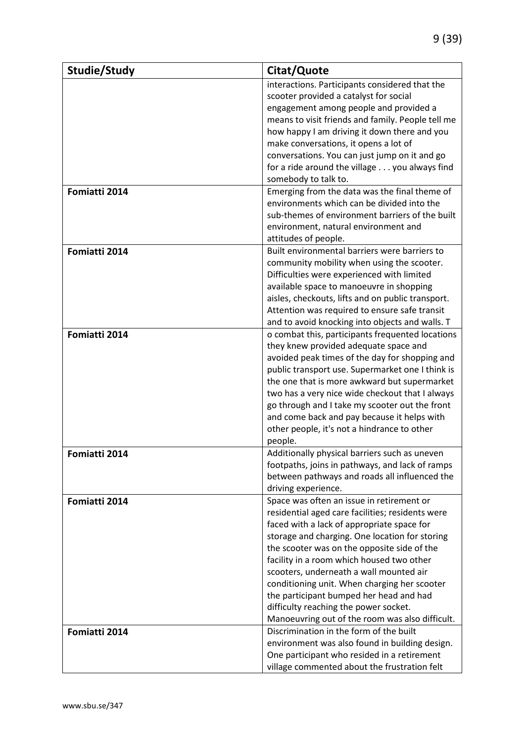| Studie/Study | Citat/Quote |
|---|---|
| | interactions. Participants considered that the scooter provided a catalyst for social engagement among people and provided a means to visit friends and family. People tell me how happy I am driving it down there and you make conversations, it opens a lot of conversations. You can just jump on it and go for a ride around the village . . . you always find somebody to talk to. |
| **Fomiatti 2014** | Emerging from the data was the final theme of environments which can be divided into the sub-themes of environment barriers of the built environment, natural environment and attitudes of people. |
| **Fomiatti 2014** | Built environmental barriers were barriers to community mobility when using the scooter. Difficulties were experienced with limited available space to manoeuvre in shopping aisles, checkouts, lifts and on public transport. Attention was required to ensure safe transit and to avoid knocking into objects and walls. T |
| **Fomiatti 2014** | o combat this, participants frequented locations they knew provided adequate space and avoided peak times of the day for shopping and public transport use. Supermarket one I think is the one that is more awkward but supermarket two has a very nice wide checkout that I always go through and I take my scooter out the front and come back and pay because it helps with other people, it's not a hindrance to other people. |
| **Fomiatti 2014** | Additionally physical barriers such as uneven footpaths, joins in pathways, and lack of ramps between pathways and roads all influenced the driving experience. |
| **Fomiatti 2014** | Space was often an issue in retirement or residential aged care facilities; residents were faced with a lack of appropriate space for storage and charging. One location for storing the scooter was on the opposite side of the facility in a room which housed two other scooters, underneath a wall mounted air conditioning unit. When charging her scooter the participant bumped her head and had difficulty reaching the power socket. Manoeuvring out of the room was also difficult. |
| **Fomiatti 2014** | Discrimination in the form of the built environment was also found in building design. One participant who resided in a retirement village commented about the frustration felt |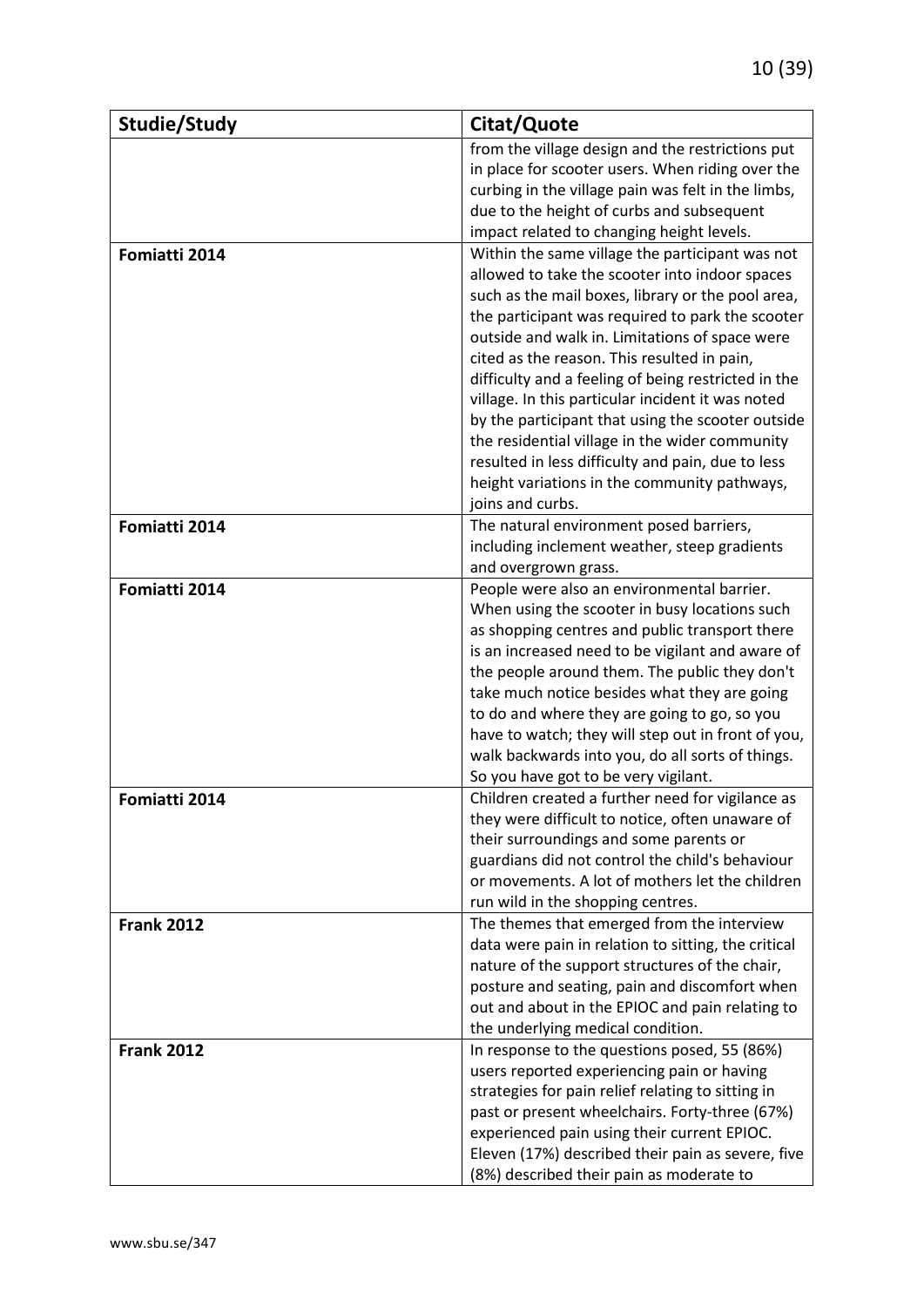| Studie/Study | Citat/Quote |
|---|---|
| | from the village design and the restrictions put in place for scooter users. When riding over the curbing in the village pain was felt in the limbs, due to the height of curbs and subsequent impact related to changing height levels. |
| **Fomiatti 2014** | Within the same village the participant was not allowed to take the scooter into indoor spaces such as the mail boxes, library or the pool area, the participant was required to park the scooter outside and walk in. Limitations of space were cited as the reason. This resulted in pain, difficulty and a feeling of being restricted in the village. In this particular incident it was noted by the participant that using the scooter outside the residential village in the wider community resulted in less difficulty and pain, due to less height variations in the community pathways, joins and curbs. |
| **Fomiatti 2014** | The natural environment posed barriers, including inclement weather, steep gradients and overgrown grass. |
| **Fomiatti 2014** | People were also an environmental barrier. When using the scooter in busy locations such as shopping centres and public transport there is an increased need to be vigilant and aware of the people around them. The public they don't take much notice besides what they are going to do and where they are going to go, so you have to watch; they will step out in front of you, walk backwards into you, do all sorts of things. So you have got to be very vigilant. |
| **Fomiatti 2014** | Children created a further need for vigilance as they were difficult to notice, often unaware of their surroundings and some parents or guardians did not control the child's behaviour or movements. A lot of mothers let the children run wild in the shopping centres. |
| **Frank 2012** | The themes that emerged from the interview data were pain in relation to sitting, the critical nature of the support structures of the chair, posture and seating, pain and discomfort when out and about in the EPIOC and pain relating to the underlying medical condition. |
| **Frank 2012** | In response to the questions posed, 55 (86%) users reported experiencing pain or having strategies for pain relief relating to sitting in past or present wheelchairs. Forty-three (67%) experienced pain using their current EPIOC. Eleven (17%) described their pain as severe, five (8%) described their pain as moderate to |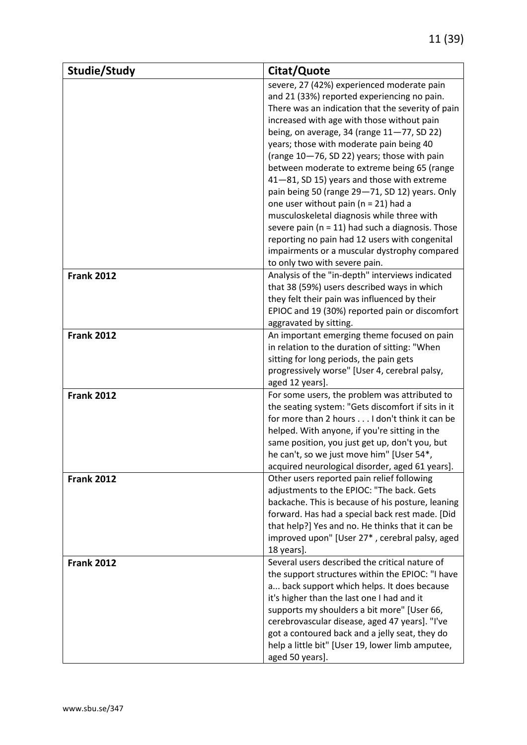| Studie/Study | Citat/Quote |
|---|---|
| | severe, 27 (42%) experienced moderate pain and 21 (33%) reported experiencing no pain. There was an indication that the severity of pain increased with age with those without pain being, on average, 34 (range 11—77, SD 22) years; those with moderate pain being 40 (range 10—76, SD 22) years; those with pain between moderate to extreme being 65 (range 41—81, SD 15) years and those with extreme pain being 50 (range 29—71, SD 12) years. Only one user without pain (n = 21) had a musculoskeletal diagnosis while three with severe pain (n = 11) had such a diagnosis. Those reporting no pain had 12 users with congenital impairments or a muscular dystrophy compared to only two with severe pain. |
| **Frank 2012** | Analysis of the "in-depth" interviews indicated that 38 (59%) users described ways in which they felt their pain was influenced by their EPIOC and 19 (30%) reported pain or discomfort aggravated by sitting. |
| **Frank 2012** | An important emerging theme focused on pain in relation to the duration of sitting: "When sitting for long periods, the pain gets progressively worse" [User 4, cerebral palsy, aged 12 years]. |
| **Frank 2012** | For some users, the problem was attributed to the seating system: "Gets discomfort if sits in it for more than 2 hours . . . I don't think it can be helped. With anyone, if you're sitting in the same position, you just get up, don't you, but he can't, so we just move him" [User 54*, acquired neurological disorder, aged 61 years]. |
| **Frank 2012** | Other users reported pain relief following adjustments to the EPIOC: "The back. Gets backache. This is because of his posture, leaning forward. Has had a special back rest made. [Did that help?] Yes and no. He thinks that it can be improved upon" [User 27* , cerebral palsy, aged 18 years]. |
| **Frank 2012** | Several users described the critical nature of the support structures within the EPIOC: "I have a... back support which helps. It does because it's higher than the last one I had and it supports my shoulders a bit more" [User 66, cerebrovascular disease, aged 47 years]. "I've got a contoured back and a jelly seat, they do help a little bit" [User 19, lower limb amputee, aged 50 years]. |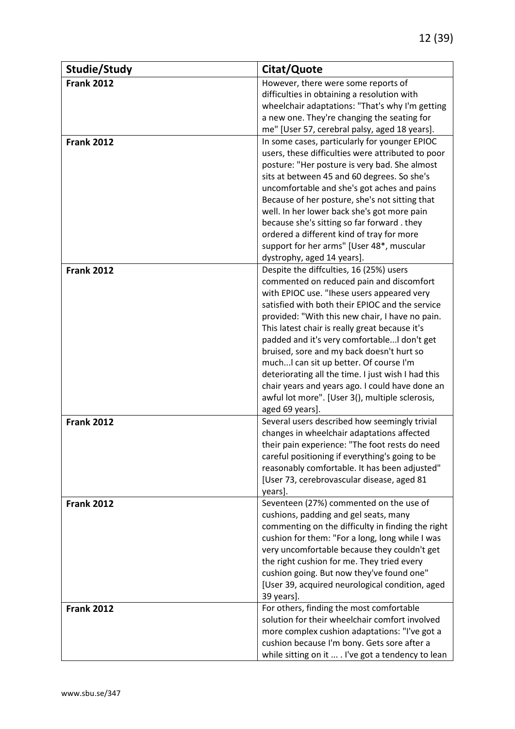| Studie/Study | Citat/Quote |
|---|---|
| **Frank 2012** | However, there were some reports of difficulties in obtaining a resolution with wheelchair adaptations: "That's why I'm getting a new one. They're changing the seating for me" [User 57, cerebral palsy, aged 18 years]. |
| **Frank 2012** | In some cases, particularly for younger EPIOC users, these difficulties were attributed to poor posture: "Her posture is very bad. She almost sits at between 45 and 60 degrees. So she's uncomfortable and she's got aches and pains Because of her posture, she's not sitting that well. In her lower back she's got more pain because she's sitting so far forward . they ordered a different kind of tray for more support for her arms" [User 48*, muscular dystrophy, aged 14 years]. |
| **Frank 2012** | Despite the diffculties, 16 (25%) users commented on reduced pain and discomfort with EPIOC use. "Ihese users appeared very satisfied with both their EPIOC and the service provided: "With this new chair, I have no pain. This latest chair is really great because it's padded and it's very comfortable...l don't get bruised, sore and my back doesn't hurt so much...l can sit up better. Of course I'm deteriorating all the time. I just wish I had this chair years and years ago. I could have done an awful lot more". [User 3(), multiple sclerosis, aged 69 years]. |
| **Frank 2012** | Several users described how seemingly trivial changes in wheelchair adaptations affected their pain experience: "The foot rests do need careful positioning if everything's going to be reasonably comfortable. It has been adjusted" [User 73, cerebrovascular disease, aged 81 years]. |
| **Frank 2012** | Seventeen (27%) commented on the use of cushions, padding and gel seats, many commenting on the difficulty in finding the right cushion for them: "For a long, long while I was very uncomfortable because they couldn't get the right cushion for me. They tried every cushion going. But now they've found one" [User 39, acquired neurological condition, aged 39 years]. |
| **Frank 2012** | For others, finding the most comfortable solution for their wheelchair comfort involved more complex cushion adaptations: "I've got a cushion because I'm bony. Gets sore after a while sitting on it ... . I've got a tendency to lean |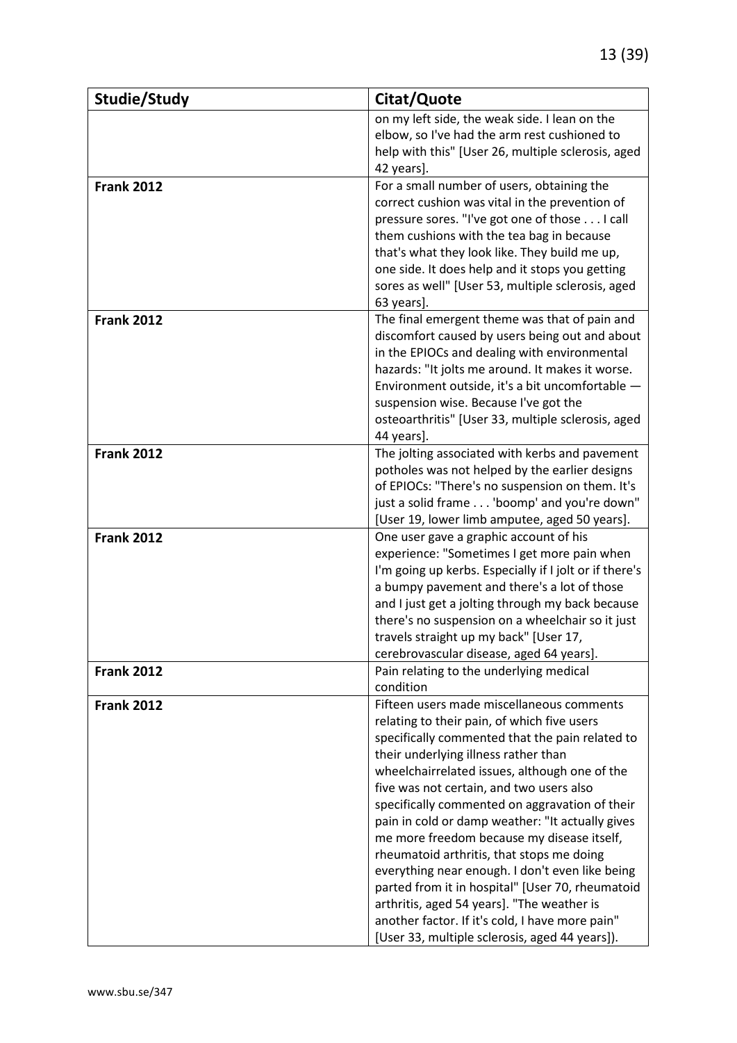| Studie/Study | Citat/Quote |
|---|---|
| | on my left side, the weak side. I lean on the elbow, so I've had the arm rest cushioned to help with this" [User 26, multiple sclerosis, aged 42 years]. |
| **Frank 2012** | For a small number of users, obtaining the correct cushion was vital in the prevention of pressure sores. "I've got one of those . . . I call them cushions with the tea bag in because that's what they look like. They build me up, one side. It does help and it stops you getting sores as well" [User 53, multiple sclerosis, aged 63 years]. |
| **Frank 2012** | The final emergent theme was that of pain and discomfort caused by users being out and about in the EPIOCs and dealing with environmental hazards: "It jolts me around. It makes it worse. Environment outside, it's a bit uncomfortable — suspension wise. Because I've got the osteoarthritis" [User 33, multiple sclerosis, aged 44 years]. |
| **Frank 2012** | The jolting associated with kerbs and pavement potholes was not helped by the earlier designs of EPIOCs: "There's no suspension on them. It's just a solid frame . . . 'boomp' and you're down" [User 19, lower limb amputee, aged 50 years]. |
| **Frank 2012** | One user gave a graphic account of his experience: "Sometimes I get more pain when I'm going up kerbs. Especially if I jolt or if there's a bumpy pavement and there's a lot of those and I just get a jolting through my back because there's no suspension on a wheelchair so it just travels straight up my back" [User 17, cerebrovascular disease, aged 64 years]. |
| **Frank 2012** | Pain relating to the underlying medical condition |
| **Frank 2012** | Fifteen users made miscellaneous comments relating to their pain, of which five users specifically commented that the pain related to their underlying illness rather than wheelchairrelated issues, although one of the five was not certain, and two users also specifically commented on aggravation of their pain in cold or damp weather: "It actually gives me more freedom because my disease itself, rheumatoid arthritis, that stops me doing everything near enough. I don't even like being parted from it in hospital" [User 70, rheumatoid arthritis, aged 54 years]. "The weather is another factor. If it's cold, I have more pain" [User 33, multiple sclerosis, aged 44 years]). |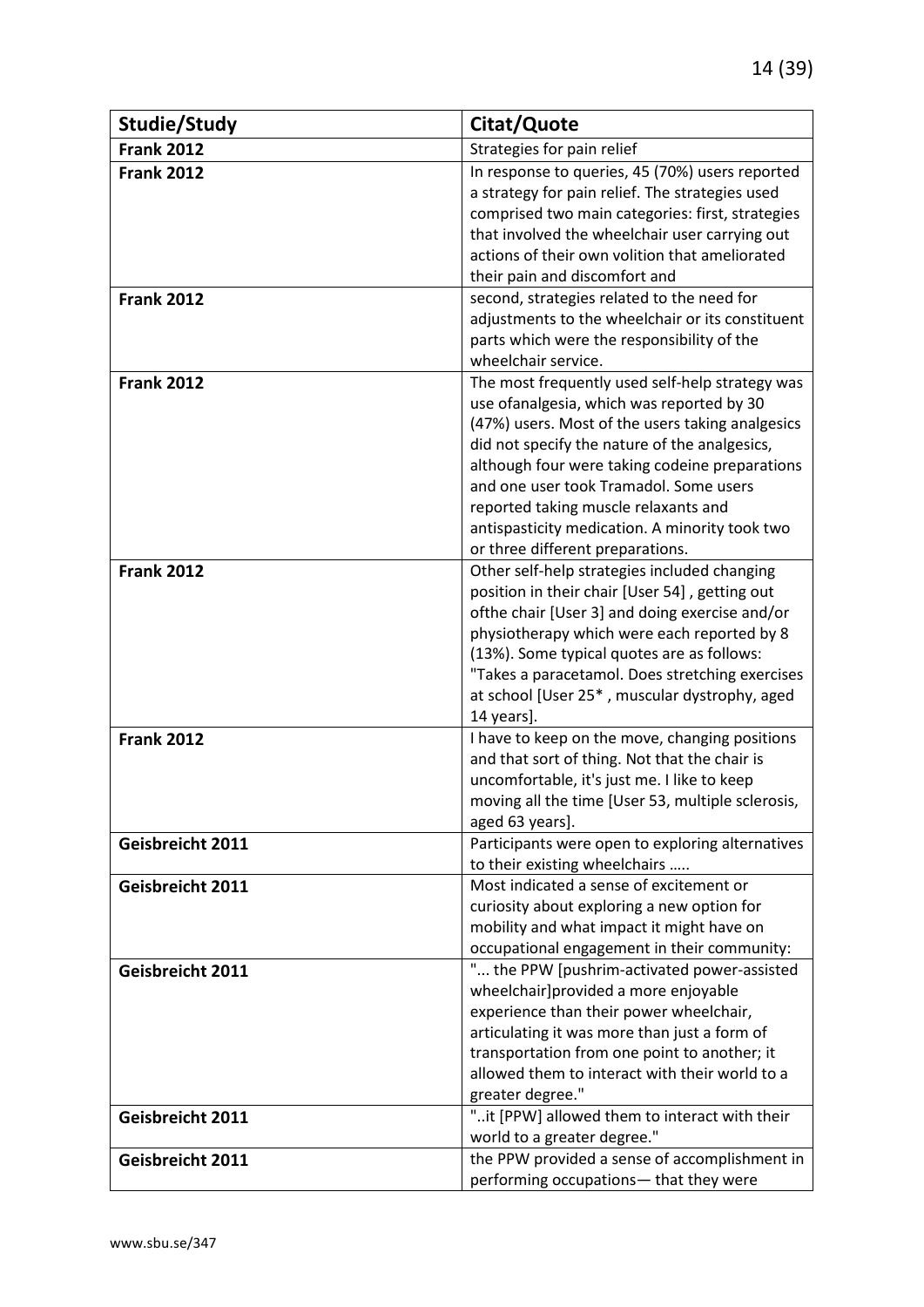| Studie/Study | Citat/Quote |
|---|---|
| **Frank 2012** | Strategies for pain relief |
| **Frank 2012** | In response to queries, 45 (70%) users reported a strategy for pain relief. The strategies used comprised two main categories: first, strategies that involved the wheelchair user carrying out actions of their own volition that ameliorated their pain and discomfort and |
| **Frank 2012** | second, strategies related to the need for adjustments to the wheelchair or its constituent parts which were the responsibility of the wheelchair service. |
| **Frank 2012** | The most frequently used self-help strategy was use ofanalgesia, which was reported by 30 (47%) users. Most of the users taking analgesics did not specify the nature of the analgesics, although four were taking codeine preparations and one user took Tramadol. Some users reported taking muscle relaxants and antispasticity medication. A minority took two or three different preparations. |
| **Frank 2012** | Other self-help strategies included changing position in their chair [User 54] , getting out ofthe chair [User 3] and doing exercise and/or physiotherapy which were each reported by 8 (13%). Some typical quotes are as follows: "Takes a paracetamol. Does stretching exercises at school [User 25* , muscular dystrophy, aged 14 years]. |
| **Frank 2012** | I have to keep on the move, changing positions and that sort of thing. Not that the chair is uncomfortable, it's just me. I like to keep moving all the time [User 53, multiple sclerosis, aged 63 years]. |
| **Geisbreicht 2011** | Participants were open to exploring alternatives to their existing wheelchairs ….. |
| **Geisbreicht 2011** | Most indicated a sense of excitement or curiosity about exploring a new option for mobility and what impact it might have on occupational engagement in their community: |
| **Geisbreicht 2011** | "... the PPW [pushrim-activated power-assisted wheelchair]provided a more enjoyable experience than their power wheelchair, articulating it was more than just a form of transportation from one point to another; it allowed them to interact with their world to a greater degree." |
| **Geisbreicht 2011** | "..it [PPW] allowed them to interact with their world to a greater degree." |
| **Geisbreicht 2011** | the PPW provided a sense of accomplishment in performing occupations— that they were |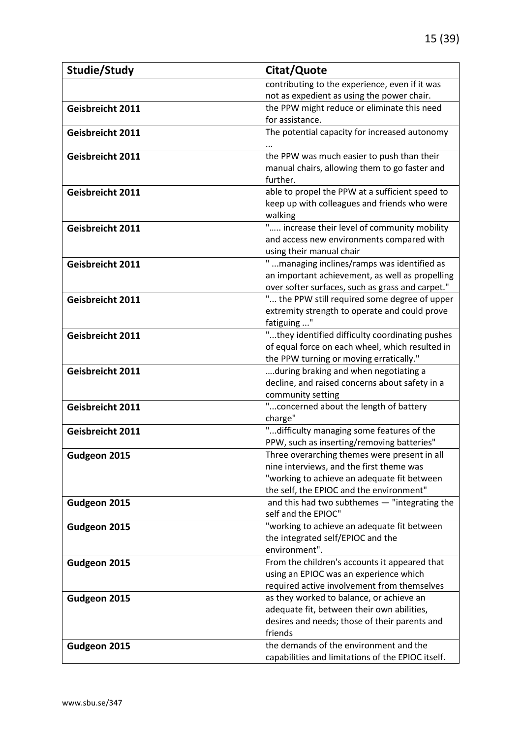| Studie/Study | Citat/Quote |
|---|---|
| | contributing to the experience, even if it was not as expedient as using the power chair. |
| **Geisbreicht 2011** | the PPW might reduce or eliminate this need for assistance. |
| **Geisbreicht 2011** | The potential capacity for increased autonomy ... |
| **Geisbreicht 2011** | the PPW was much easier to push than their manual chairs, allowing them to go faster and further. |
| **Geisbreicht 2011** | able to propel the PPW at a sufficient speed to keep up with colleagues and friends who were walking |
| **Geisbreicht 2011** | "….. increase their level of community mobility and access new environments compared with using their manual chair |
| **Geisbreicht 2011** | " ...managing inclines/ramps was identified as an important achievement, as well as propelling over softer surfaces, such as grass and carpet." |
| **Geisbreicht 2011** | "... the PPW still required some degree of upper extremity strength to operate and could prove fatiguing ..." |
| **Geisbreicht 2011** | "...they identified difficulty coordinating pushes of equal force on each wheel, which resulted in the PPW turning or moving erratically." |
| **Geisbreicht 2011** | ….during braking and when negotiating a decline, and raised concerns about safety in a community setting |
| **Geisbreicht 2011** | "...concerned about the length of battery charge" |
| **Geisbreicht 2011** | "...difficulty managing some features of the PPW, such as inserting/removing batteries" |
| **Gudgeon 2015** | Three overarching themes were present in all nine interviews, and the first theme was "working to achieve an adequate fit between the self, the EPIOC and the environment" |
| **Gudgeon 2015** | and this had two subthemes — "integrating the self and the EPIOC" |
| **Gudgeon 2015** | "working to achieve an adequate fit between the integrated self/EPIOC and the environment". |
| **Gudgeon 2015** | From the children's accounts it appeared that using an EPIOC was an experience which required active involvement from themselves |
| **Gudgeon 2015** | as they worked to balance, or achieve an adequate fit, between their own abilities, desires and needs; those of their parents and friends |
| **Gudgeon 2015** | the demands of the environment and the capabilities and limitations of the EPIOC itself. |

www.sbu.se/347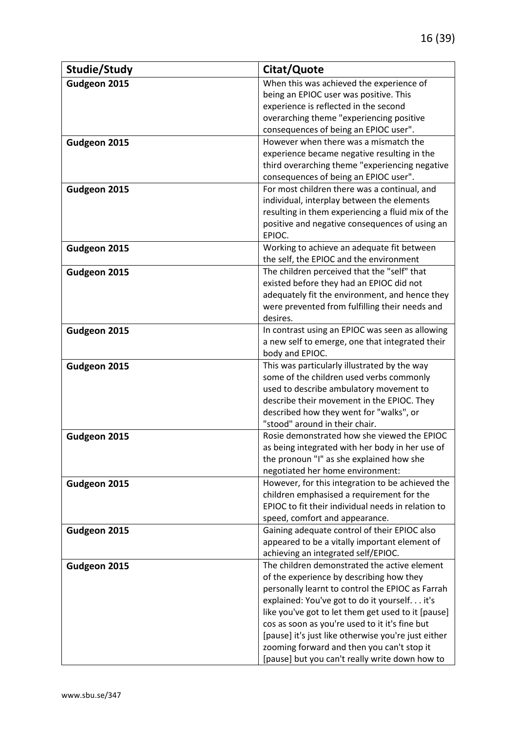| Studie/Study | Citat/Quote |
|---|---|
| Gudgeon 2015 | When this was achieved the experience of being an EPIOC user was positive. This experience is reflected in the second overarching theme "experiencing positive consequences of being an EPIOC user". |
| Gudgeon 2015 | However when there was a mismatch the experience became negative resulting in the third overarching theme "experiencing negative consequences of being an EPIOC user". |
| Gudgeon 2015 | For most children there was a continual, and individual, interplay between the elements resulting in them experiencing a fluid mix of the positive and negative consequences of using an EPIOC. |
| Gudgeon 2015 | Working to achieve an adequate fit between the self, the EPIOC and the environment |
| Gudgeon 2015 | The children perceived that the "self" that existed before they had an EPIOC did not adequately fit the environment, and hence they were prevented from fulfilling their needs and desires. |
| Gudgeon 2015 | In contrast using an EPIOC was seen as allowing a new self to emerge, one that integrated their body and EPIOC. |
| Gudgeon 2015 | This was particularly illustrated by the way some of the children used verbs commonly used to describe ambulatory movement to describe their movement in the EPIOC. They described how they went for "walks", or "stood" around in their chair. |
| Gudgeon 2015 | Rosie demonstrated how she viewed the EPIOC as being integrated with her body in her use of the pronoun "I" as she explained how she negotiated her home environment: |
| Gudgeon 2015 | However, for this integration to be achieved the children emphasised a requirement for the EPIOC to fit their individual needs in relation to speed, comfort and appearance. |
| Gudgeon 2015 | Gaining adequate control of their EPIOC also appeared to be a vitally important element of achieving an integrated self/EPIOC. |
| Gudgeon 2015 | The children demonstrated the active element of the experience by describing how they personally learnt to control the EPIOC as Farrah explained: You've got to do it yourself. . . it's like you've got to let them get used to it [pause] cos as soon as you're used to it it's fine but [pause] it's just like otherwise you're just either zooming forward and then you can't stop it [pause] but you can't really write down how to |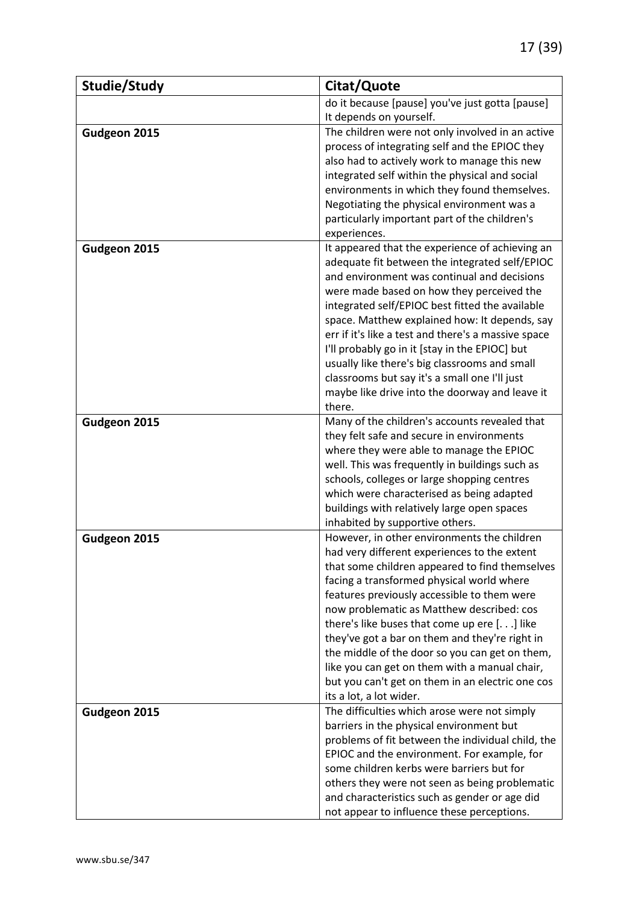| Studie/Study | Citat/Quote |
|---|---|
| | do it because [pause] you've just gotta [pause] It depends on yourself. |
| Gudgeon 2015 | The children were not only involved in an active process of integrating self and the EPIOC they also had to actively work to manage this new integrated self within the physical and social environments in which they found themselves. Negotiating the physical environment was a particularly important part of the children's experiences. |
| Gudgeon 2015 | It appeared that the experience of achieving an adequate fit between the integrated self/EPIOC and environment was continual and decisions were made based on how they perceived the integrated self/EPIOC best fitted the available space. Matthew explained how: It depends, say err if it's like a test and there's a massive space I'll probably go in it [stay in the EPIOC] but usually like there's big classrooms and small classrooms but say it's a small one I'll just maybe like drive into the doorway and leave it there. |
| Gudgeon 2015 | Many of the children's accounts revealed that they felt safe and secure in environments where they were able to manage the EPIOC well. This was frequently in buildings such as schools, colleges or large shopping centres which were characterised as being adapted buildings with relatively large open spaces inhabited by supportive others. |
| Gudgeon 2015 | However, in other environments the children had very different experiences to the extent that some children appeared to find themselves facing a transformed physical world where features previously accessible to them were now problematic as Matthew described: cos there's like buses that come up ere [. . .] like they've got a bar on them and they're right in the middle of the door so you can get on them, like you can get on them with a manual chair, but you can't get on them in an electric one cos its a lot, a lot wider. |
| Gudgeon 2015 | The difficulties which arose were not simply barriers in the physical environment but problems of fit between the individual child, the EPIOC and the environment. For example, for some children kerbs were barriers but for others they were not seen as being problematic and characteristics such as gender or age did not appear to influence these perceptions. |

www.sbu.se/347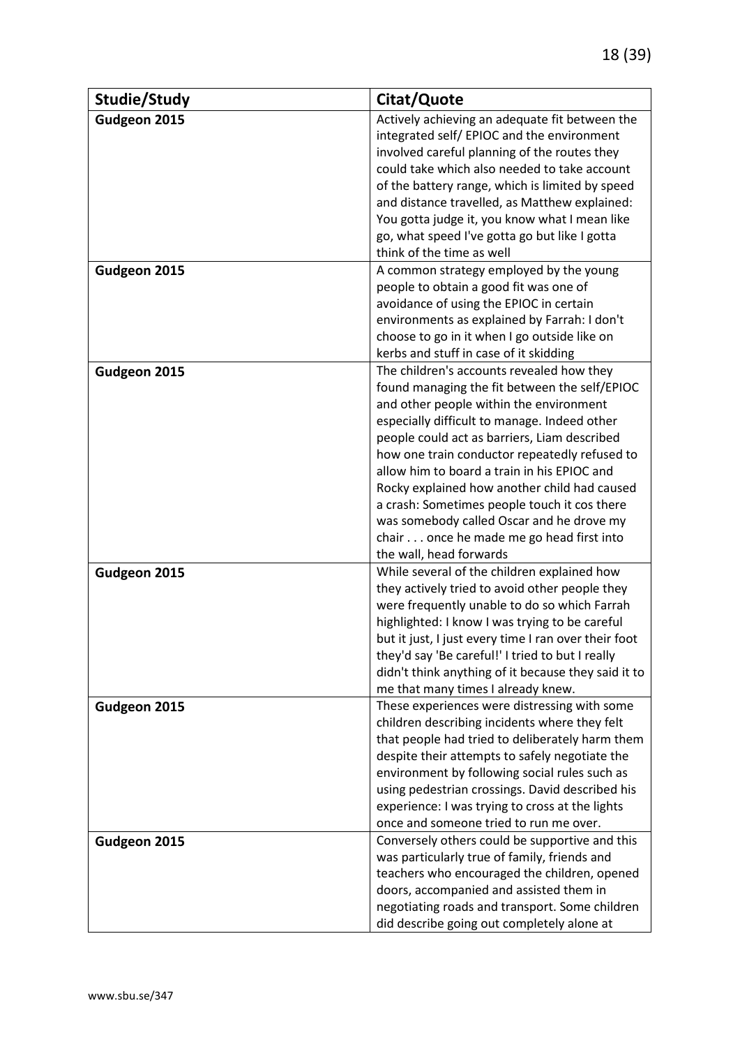| Studie/Study | Citat/Quote |
|---|---|
| **Gudgeon 2015** | Actively achieving an adequate fit between the integrated self/ EPIOC and the environment involved careful planning of the routes they could take which also needed to take account of the battery range, which is limited by speed and distance travelled, as Matthew explained: You gotta judge it, you know what I mean like go, what speed I've gotta go but like I gotta think of the time as well |
| **Gudgeon 2015** | A common strategy employed by the young people to obtain a good fit was one of avoidance of using the EPIOC in certain environments as explained by Farrah: I don't choose to go in it when I go outside like on kerbs and stuff in case of it skidding |
| **Gudgeon 2015** | The children's accounts revealed how they found managing the fit between the self/EPIOC and other people within the environment especially difficult to manage. Indeed other people could act as barriers, Liam described how one train conductor repeatedly refused to allow him to board a train in his EPIOC and Rocky explained how another child had caused a crash: Sometimes people touch it cos there was somebody called Oscar and he drove my chair . . . once he made me go head first into the wall, head forwards |
| **Gudgeon 2015** | While several of the children explained how they actively tried to avoid other people they were frequently unable to do so which Farrah highlighted: I know I was trying to be careful but it just, I just every time I ran over their foot they'd say 'Be careful!' I tried to but I really didn't think anything of it because they said it to me that many times I already knew. |
| **Gudgeon 2015** | These experiences were distressing with some children describing incidents where they felt that people had tried to deliberately harm them despite their attempts to safely negotiate the environment by following social rules such as using pedestrian crossings. David described his experience: I was trying to cross at the lights once and someone tried to run me over. |
| **Gudgeon 2015** | Conversely others could be supportive and this was particularly true of family, friends and teachers who encouraged the children, opened doors, accompanied and assisted them in negotiating roads and transport. Some children did describe going out completely alone at |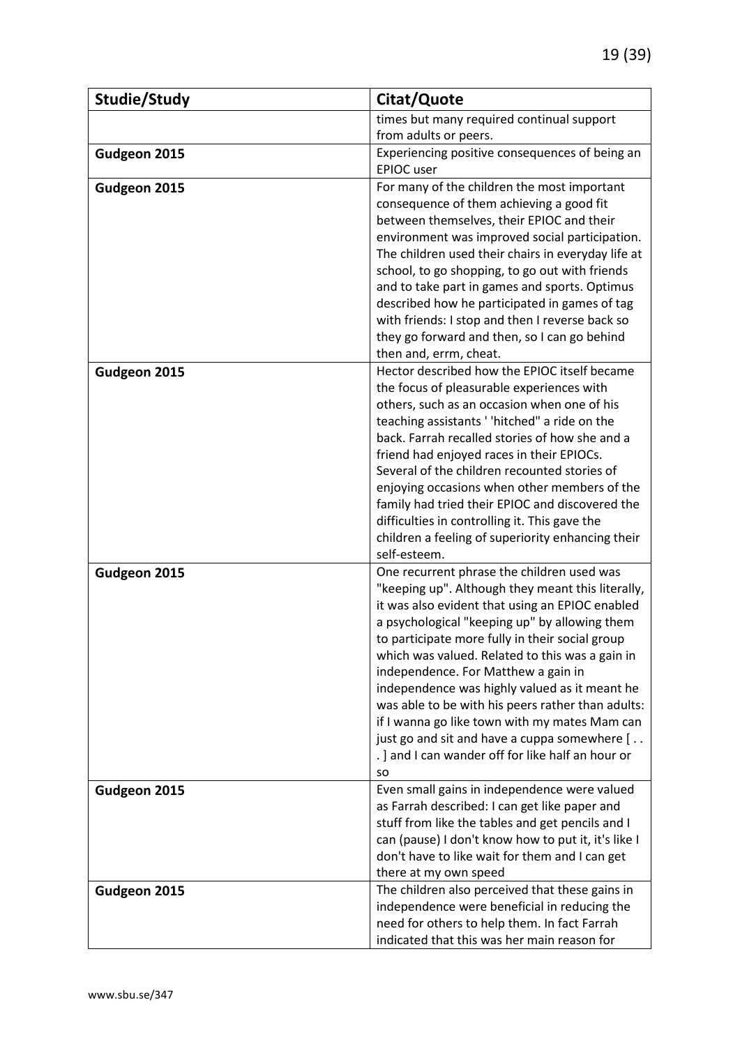| Studie/Study | Citat/Quote |
| --- | --- |
| | times but many required continual support from adults or peers. |
| **Gudgeon 2015** | Experiencing positive consequences of being an EPIOC user |
| **Gudgeon 2015** | For many of the children the most important consequence of them achieving a good fit between themselves, their EPIOC and their environment was improved social participation. The children used their chairs in everyday life at school, to go shopping, to go out with friends and to take part in games and sports. Optimus described how he participated in games of tag with friends: I stop and then I reverse back so they go forward and then, so I can go behind then and, errm, cheat. |
| **Gudgeon 2015** | Hector described how the EPIOC itself became the focus of pleasurable experiences with others, such as an occasion when one of his teaching assistants ' 'hitched" a ride on the back. Farrah recalled stories of how she and a friend had enjoyed races in their EPIOCs. Several of the children recounted stories of enjoying occasions when other members of the family had tried their EPIOC and discovered the difficulties in controlling it. This gave the children a feeling of superiority enhancing their self-esteem. |
| **Gudgeon 2015** | One recurrent phrase the children used was "keeping up". Although they meant this literally, it was also evident that using an EPIOC enabled a psychological "keeping up" by allowing them to participate more fully in their social group which was valued. Related to this was a gain in independence. For Matthew a gain in independence was highly valued as it meant he was able to be with his peers rather than adults: if I wanna go like town with my mates Mam can just go and sit and have a cuppa somewhere [ . . . ] and I can wander off for like half an hour or so |
| **Gudgeon 2015** | Even small gains in independence were valued as Farrah described: I can get like paper and stuff from like the tables and get pencils and I can (pause) I don't know how to put it, it's like I don't have to like wait for them and I can get there at my own speed |
| **Gudgeon 2015** | The children also perceived that these gains in independence were beneficial in reducing the need for others to help them. In fact Farrah indicated that this was her main reason for |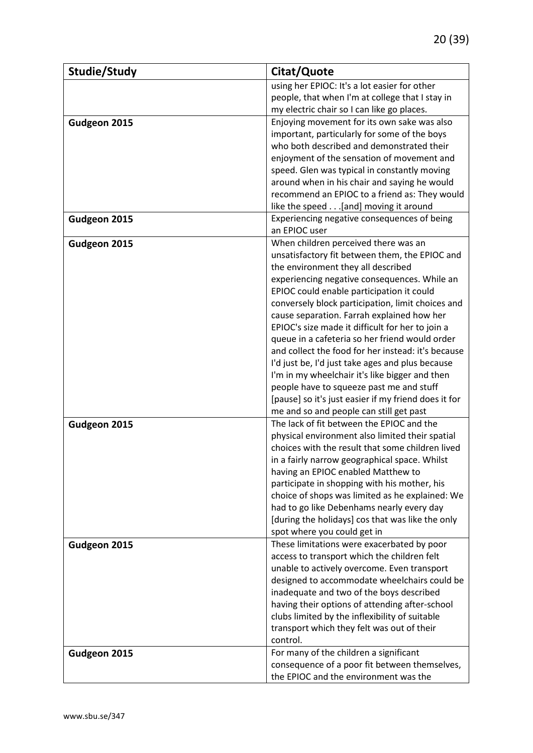| Studie/Study | Citat/Quote |
|---|---|
| | using her EPIOC: It's a lot easier for other people, that when I'm at college that I stay in my electric chair so I can like go places. |
| **Gudgeon 2015** | Enjoying movement for its own sake was also important, particularly for some of the boys who both described and demonstrated their enjoyment of the sensation of movement and speed. Glen was typical in constantly moving around when in his chair and saying he would recommend an EPIOC to a friend as: They would like the speed . . .[and] moving it around |
| **Gudgeon 2015** | Experiencing negative consequences of being an EPIOC user |
| **Gudgeon 2015** | When children perceived there was an unsatisfactory fit between them, the EPIOC and the environment they all described experiencing negative consequences. While an EPIOC could enable participation it could conversely block participation, limit choices and cause separation. Farrah explained how her EPIOC's size made it difficult for her to join a queue in a cafeteria so her friend would order and collect the food for her instead: it's because I'd just be, I'd just take ages and plus because I'm in my wheelchair it's like bigger and then people have to squeeze past me and stuff [pause] so it's just easier if my friend does it for me and so and people can still get past |
| **Gudgeon 2015** | The lack of fit between the EPIOC and the physical environment also limited their spatial choices with the result that some children lived in a fairly narrow geographical space. Whilst having an EPIOC enabled Matthew to participate in shopping with his mother, his choice of shops was limited as he explained: We had to go like Debenhams nearly every day [during the holidays] cos that was like the only spot where you could get in |
| **Gudgeon 2015** | These limitations were exacerbated by poor access to transport which the children felt unable to actively overcome. Even transport designed to accommodate wheelchairs could be inadequate and two of the boys described having their options of attending after-school clubs limited by the inflexibility of suitable transport which they felt was out of their control. |
| **Gudgeon 2015** | For many of the children a significant consequence of a poor fit between themselves, the EPIOC and the environment was the |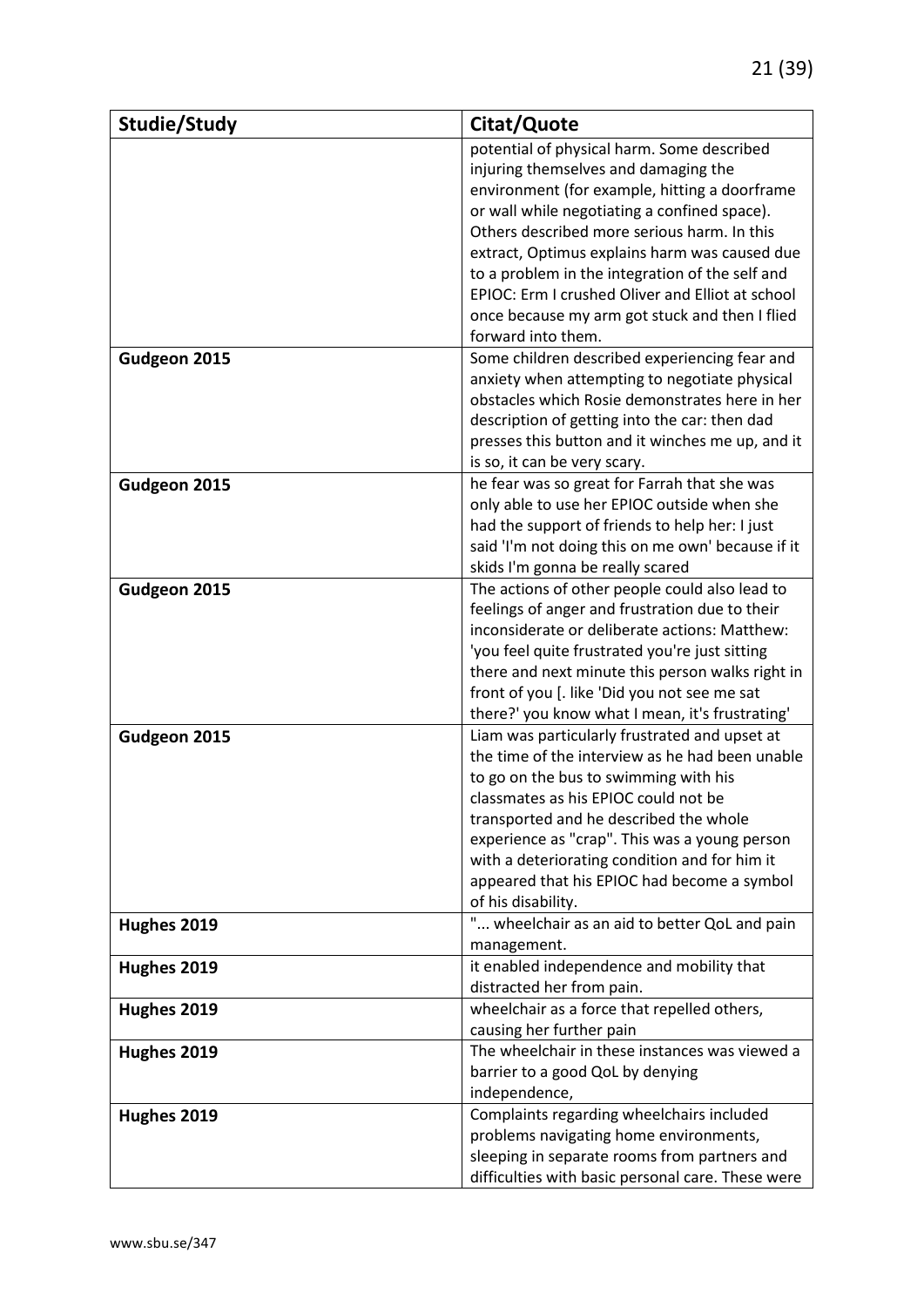| Studie/Study | Citat/Quote |
| --- | --- |
| | potential of physical harm. Some described injuring themselves and damaging the environment (for example, hitting a doorframe or wall while negotiating a confined space). Others described more serious harm. In this extract, Optimus explains harm was caused due to a problem in the integration of the self and EPIOC: Erm I crushed Oliver and Elliot at school once because my arm got stuck and then I flied forward into them. |
| **Gudgeon 2015** | Some children described experiencing fear and anxiety when attempting to negotiate physical obstacles which Rosie demonstrates here in her description of getting into the car: then dad presses this button and it winches me up, and it is so, it can be very scary. |
| **Gudgeon 2015** | he fear was so great for Farrah that she was only able to use her EPIOC outside when she had the support of friends to help her: I just said 'I'm not doing this on me own' because if it skids I'm gonna be really scared |
| **Gudgeon 2015** | The actions of other people could also lead to feelings of anger and frustration due to their inconsiderate or deliberate actions: Matthew: 'you feel quite frustrated you're just sitting there and next minute this person walks right in front of you [. like 'Did you not see me sat there?' you know what I mean, it's frustrating' |
| **Gudgeon 2015** | Liam was particularly frustrated and upset at the time of the interview as he had been unable to go on the bus to swimming with his classmates as his EPIOC could not be transported and he described the whole experience as "crap". This was a young person with a deteriorating condition and for him it appeared that his EPIOC had become a symbol of his disability. |
| **Hughes 2019** | "... wheelchair as an aid to better QoL and pain management. |
| **Hughes 2019** | it enabled independence and mobility that distracted her from pain. |
| **Hughes 2019** | wheelchair as a force that repelled others, causing her further pain |
| **Hughes 2019** | The wheelchair in these instances was viewed a barrier to a good QoL by denying independence, |
| **Hughes 2019** | Complaints regarding wheelchairs included problems navigating home environments, sleeping in separate rooms from partners and difficulties with basic personal care. These were |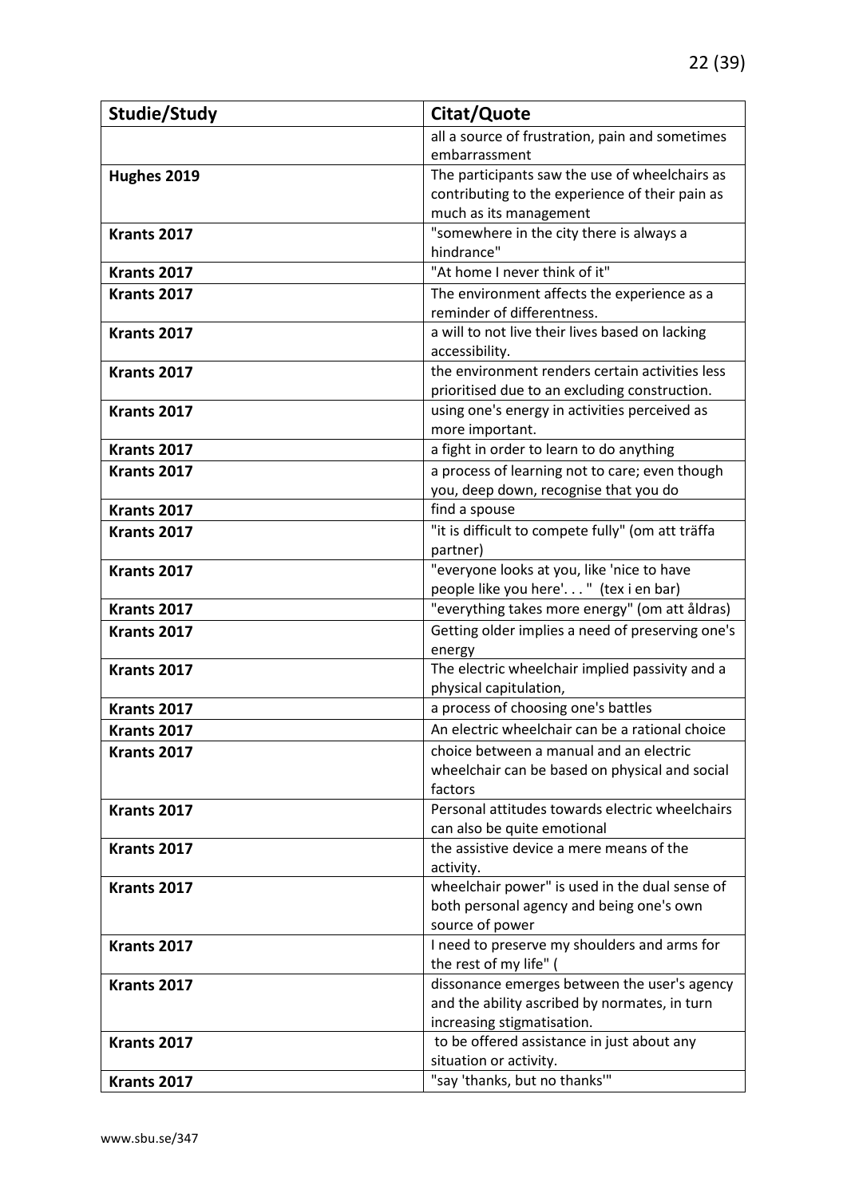| Studie/Study | Citat/Quote |
|---|---|
| | all a source of frustration, pain and sometimes embarrassment |
| **Hughes 2019** | The participants saw the use of wheelchairs as contributing to the experience of their pain as much as its management |
| **Krants 2017** | "somewhere in the city there is always a hindrance" |
| **Krants 2017** | "At home I never think of it" |
| **Krants 2017** | The environment affects the experience as a reminder of differentness. |
| **Krants 2017** | a will to not live their lives based on lacking accessibility. |
| **Krants 2017** | the environment renders certain activities less prioritised due to an excluding construction. |
| **Krants 2017** | using one's energy in activities perceived as more important. |
| **Krants 2017** | a fight in order to learn to do anything |
| **Krants 2017** | a process of learning not to care; even though you, deep down, recognise that you do |
| **Krants 2017** | find a spouse |
| **Krants 2017** | "it is difficult to compete fully" (om att träffa partner) |
| **Krants 2017** | "everyone looks at you, like 'nice to have people like you here'. . . " (tex i en bar) |
| **Krants 2017** | "everything takes more energy" (om att åldras) |
| **Krants 2017** | Getting older implies a need of preserving one's energy |
| **Krants 2017** | The electric wheelchair implied passivity and a physical capitulation, |
| **Krants 2017** | a process of choosing one's battles |
| **Krants 2017** | An electric wheelchair can be a rational choice |
| **Krants 2017** | choice between a manual and an electric wheelchair can be based on physical and social factors |
| **Krants 2017** | Personal attitudes towards electric wheelchairs can also be quite emotional |
| **Krants 2017** | the assistive device a mere means of the activity. |
| **Krants 2017** | wheelchair power" is used in the dual sense of both personal agency and being one's own source of power |
| **Krants 2017** | I need to preserve my shoulders and arms for the rest of my life" ( |
| **Krants 2017** | dissonance emerges between the user's agency and the ability ascribed by normates, in turn increasing stigmatisation. |
| **Krants 2017** | to be offered assistance in just about any situation or activity. |
| **Krants 2017** | "say 'thanks, but no thanks'" |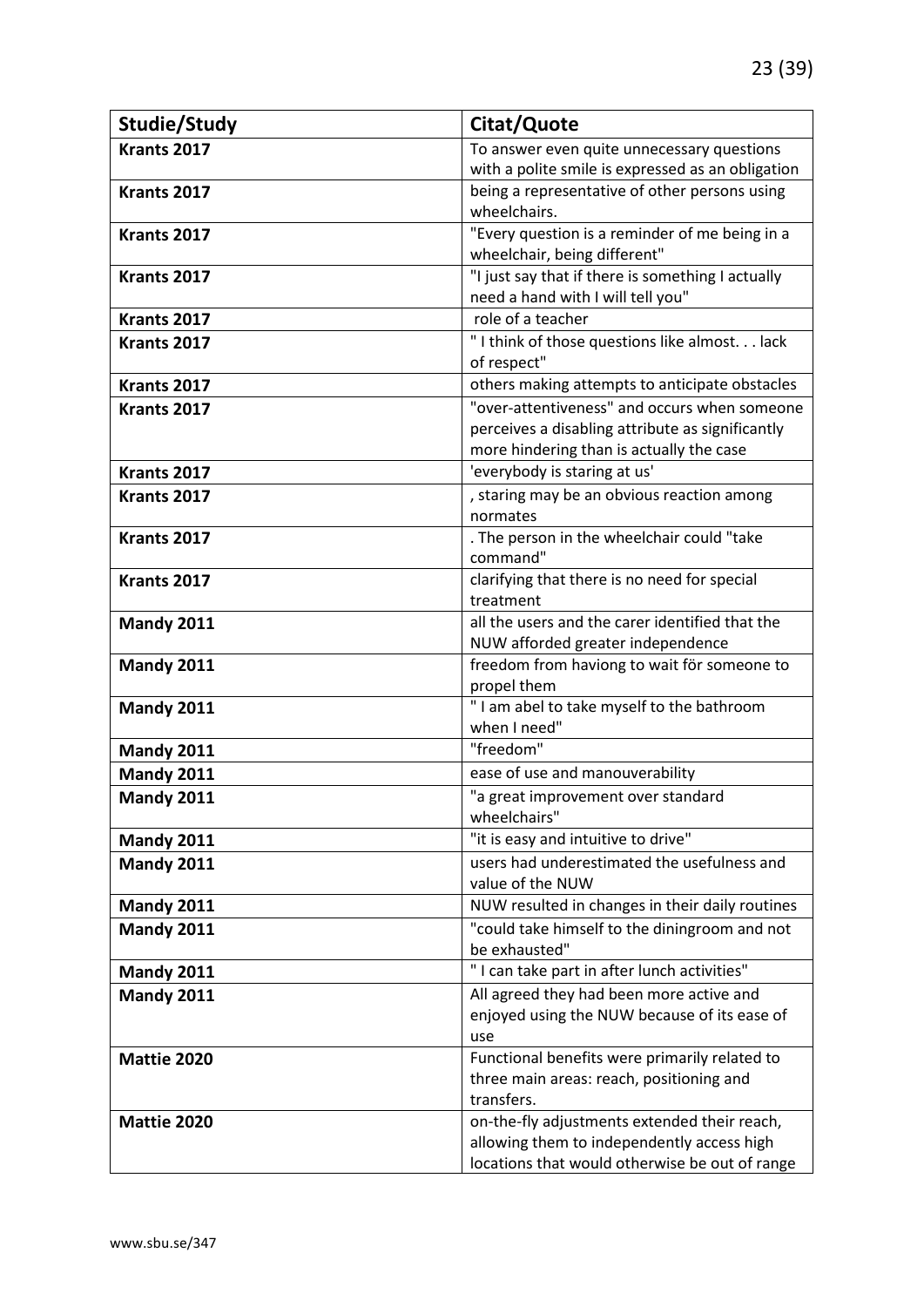| Studie/Study | Citat/Quote |
|---|---|
| **Krants 2017** | To answer even quite unnecessary questions with a polite smile is expressed as an obligation |
| **Krants 2017** | being a representative of other persons using wheelchairs. |
| **Krants 2017** | "Every question is a reminder of me being in a wheelchair, being different" |
| **Krants 2017** | "I just say that if there is something I actually need a hand with I will tell you" |
| **Krants 2017** | role of a teacher |
| **Krants 2017** | " I think of those questions like almost. . . lack of respect" |
| **Krants 2017** | others making attempts to anticipate obstacles |
| **Krants 2017** | "over-attentiveness" and occurs when someone perceives a disabling attribute as significantly more hindering than is actually the case |
| **Krants 2017** | 'everybody is staring at us' |
| **Krants 2017** | , staring may be an obvious reaction among normates |
| **Krants 2017** | . The person in the wheelchair could "take command" |
| **Krants 2017** | clarifying that there is no need for special treatment |
| **Mandy 2011** | all the users and the carer identified that the NUW afforded greater independence |
| **Mandy 2011** | freedom from haviong to wait för someone to propel them |
| **Mandy 2011** | " I am abel to take myself to the bathroom when I need" |
| **Mandy 2011** | "freedom" |
| **Mandy 2011** | ease of use and manouverability |
| **Mandy 2011** | "a great improvement over standard wheelchairs" |
| **Mandy 2011** | "it is easy and intuitive to drive" |
| **Mandy 2011** | users had underestimated the usefulness and value of the NUW |
| **Mandy 2011** | NUW resulted in changes in their daily routines |
| **Mandy 2011** | "could take himself to the diningroom and not be exhausted" |
| **Mandy 2011** | " I can take part in after lunch activities" |
| **Mandy 2011** | All agreed they had been more active and enjoyed using the NUW because of its ease of use |
| **Mattie 2020** | Functional benefits were primarily related to three main areas: reach, positioning and transfers. |
| **Mattie 2020** | on-the-fly adjustments extended their reach, allowing them to independently access high locations that would otherwise be out of range |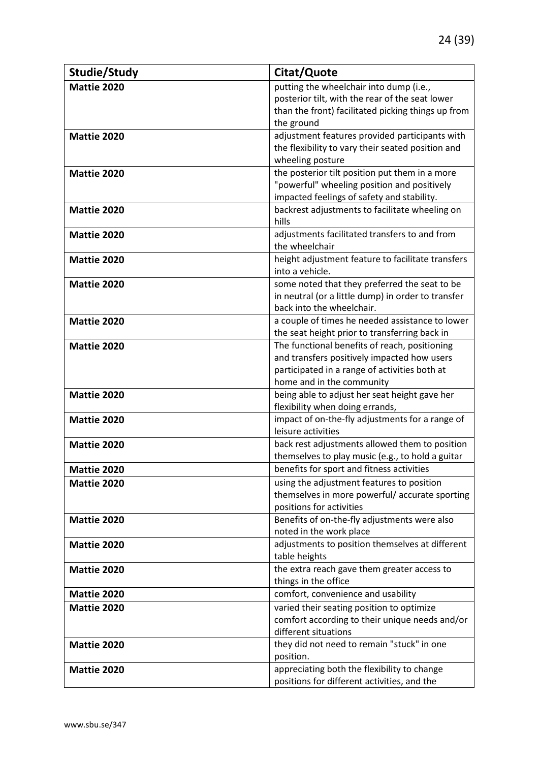| Studie/Study | Citat/Quote |
|---|---|
| **Mattie 2020** | putting the wheelchair into dump (i.e., posterior tilt, with the rear of the seat lower than the front) facilitated picking things up from the ground |
| **Mattie 2020** | adjustment features provided participants with the flexibility to vary their seated position and wheeling posture |
| **Mattie 2020** | the posterior tilt position put them in a more "powerful" wheeling position and positively impacted feelings of safety and stability. |
| **Mattie 2020** | backrest adjustments to facilitate wheeling on hills |
| **Mattie 2020** | adjustments facilitated transfers to and from the wheelchair |
| **Mattie 2020** | height adjustment feature to facilitate transfers into a vehicle. |
| **Mattie 2020** | some noted that they preferred the seat to be in neutral (or a little dump) in order to transfer back into the wheelchair. |
| **Mattie 2020** | a couple of times he needed assistance to lower the seat height prior to transferring back in |
| **Mattie 2020** | The functional benefits of reach, positioning and transfers positively impacted how users participated in a range of activities both at home and in the community |
| **Mattie 2020** | being able to adjust her seat height gave her flexibility when doing errands, |
| **Mattie 2020** | impact of on-the-fly adjustments for a range of leisure activities |
| **Mattie 2020** | back rest adjustments allowed them to position themselves to play music (e.g., to hold a guitar |
| **Mattie 2020** | benefits for sport and fitness activities |
| **Mattie 2020** | using the adjustment features to position themselves in more powerful/ accurate sporting positions for activities |
| **Mattie 2020** | Benefits of on-the-fly adjustments were also noted in the work place |
| **Mattie 2020** | adjustments to position themselves at different table heights |
| **Mattie 2020** | the extra reach gave them greater access to things in the office |
| **Mattie 2020** | comfort, convenience and usability |
| **Mattie 2020** | varied their seating position to optimize comfort according to their unique needs and/or different situations |
| **Mattie 2020** | they did not need to remain "stuck" in one position. |
| **Mattie 2020** | appreciating both the flexibility to change positions for different activities, and the |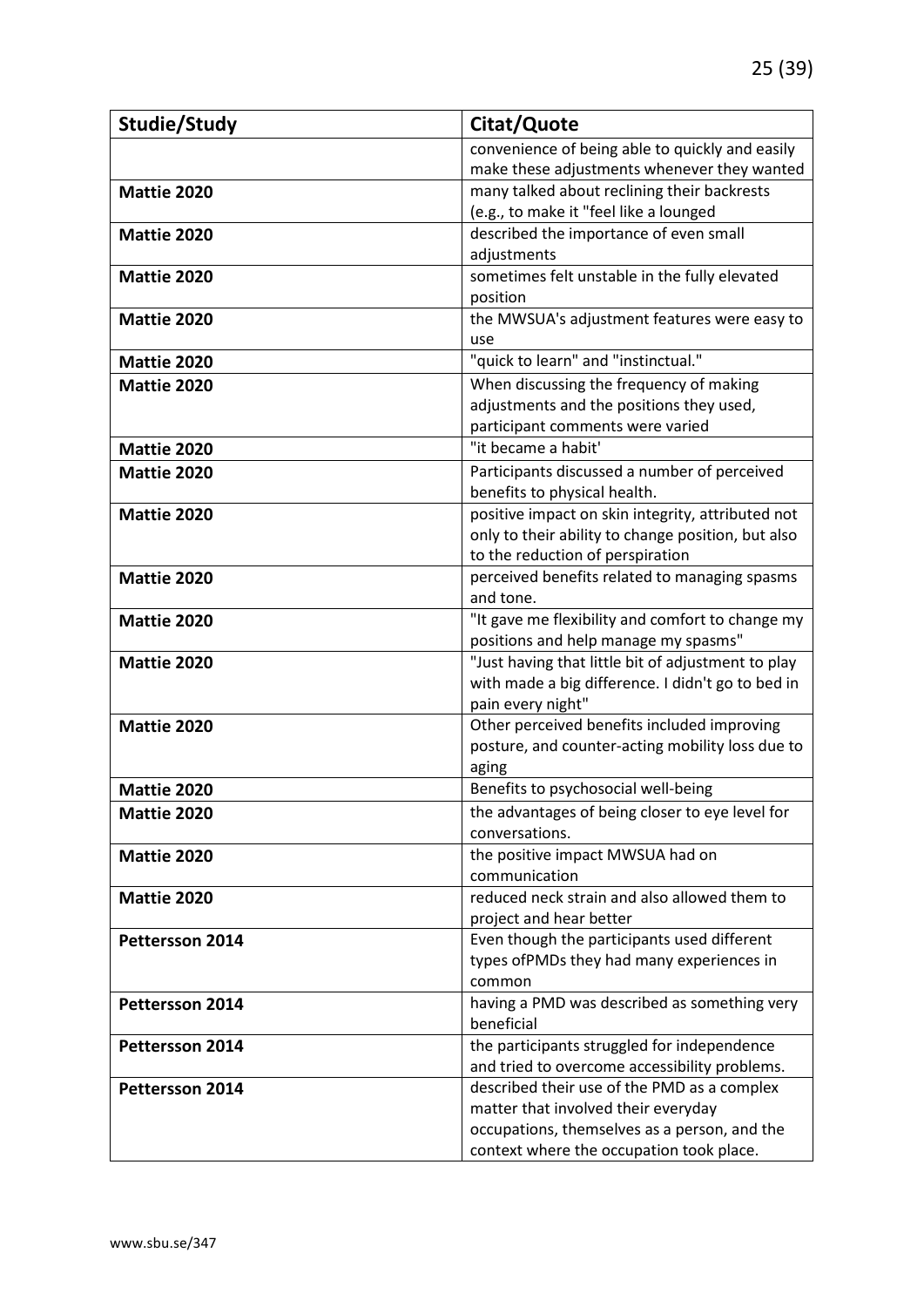| Studie/Study | Citat/Quote |
|---|---|
| | convenience of being able to quickly and easily make these adjustments whenever they wanted |
| **Mattie 2020** | many talked about reclining their backrests (e.g., to make it "feel like a lounged |
| **Mattie 2020** | described the importance of even small adjustments |
| **Mattie 2020** | sometimes felt unstable in the fully elevated position |
| **Mattie 2020** | the MWSUA's adjustment features were easy to use |
| **Mattie 2020** | "quick to learn" and "instinctual." |
| **Mattie 2020** | When discussing the frequency of making adjustments and the positions they used, participant comments were varied |
| **Mattie 2020** | "it became a habit' |
| **Mattie 2020** | Participants discussed a number of perceived benefits to physical health. |
| **Mattie 2020** | positive impact on skin integrity, attributed not only to their ability to change position, but also to the reduction of perspiration |
| **Mattie 2020** | perceived benefits related to managing spasms and tone. |
| **Mattie 2020** | "It gave me flexibility and comfort to change my positions and help manage my spasms" |
| **Mattie 2020** | "Just having that little bit of adjustment to play with made a big difference. I didn't go to bed in pain every night" |
| **Mattie 2020** | Other perceived benefits included improving posture, and counter-acting mobility loss due to aging |
| **Mattie 2020** | Benefits to psychosocial well-being |
| **Mattie 2020** | the advantages of being closer to eye level for conversations. |
| **Mattie 2020** | the positive impact MWSUA had on communication |
| **Mattie 2020** | reduced neck strain and also allowed them to project and hear better |
| **Pettersson 2014** | Even though the participants used different types ofPMDs they had many experiences in common |
| **Pettersson 2014** | having a PMD was described as something very beneficial |
| **Pettersson 2014** | the participants struggled for independence and tried to overcome accessibility problems. |
| **Pettersson 2014** | described their use of the PMD as a complex matter that involved their everyday occupations, themselves as a person, and the context where the occupation took place. |

www.sbu.se/347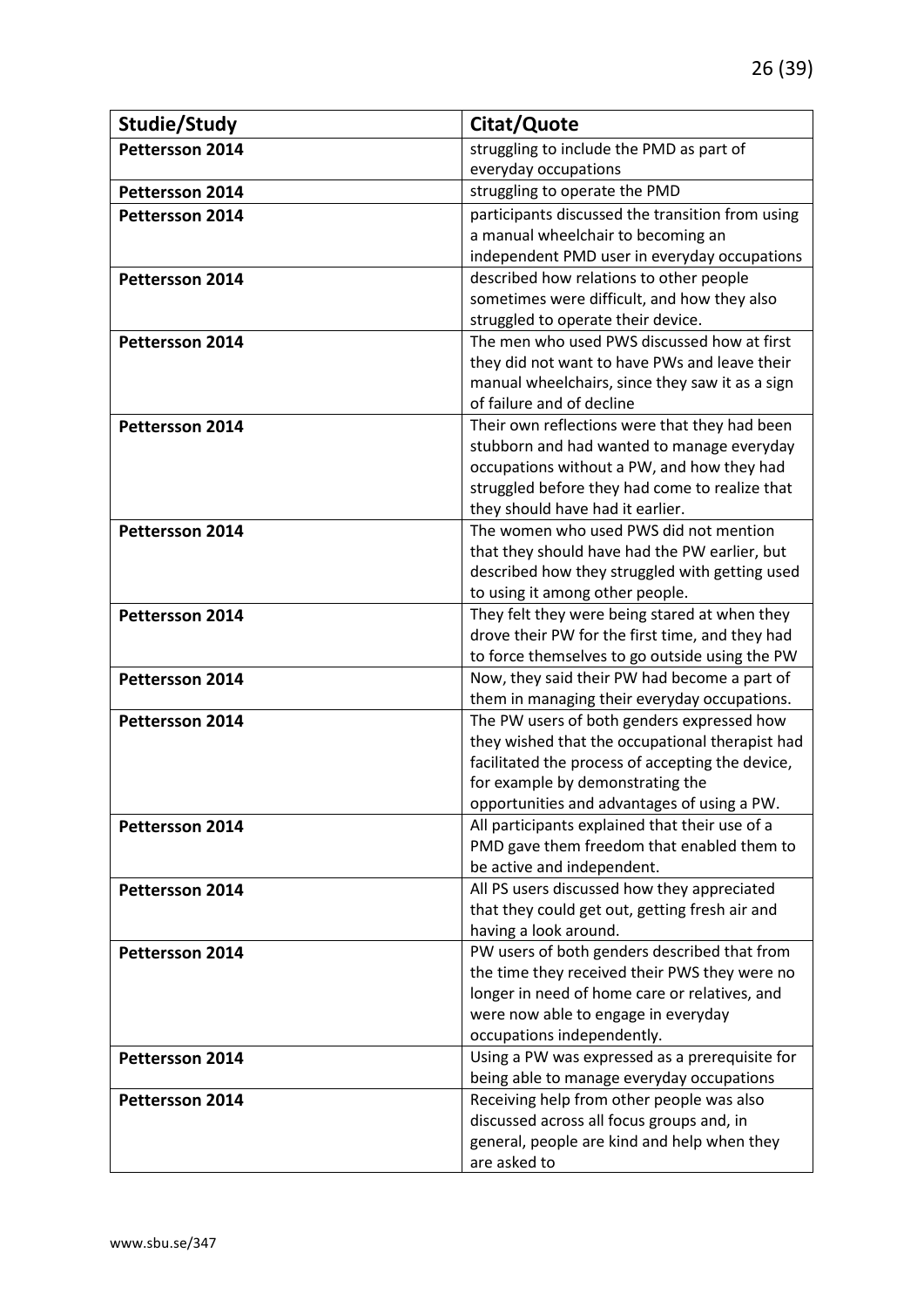| Studie/Study | Citat/Quote |
|---|---|
| Pettersson 2014 | struggling to include the PMD as part of everyday occupations |
| Pettersson 2014 | struggling to operate the PMD |
| Pettersson 2014 | participants discussed the transition from using a manual wheelchair to becoming an independent PMD user in everyday occupations |
| Pettersson 2014 | described how relations to other people sometimes were difficult, and how they also struggled to operate their device. |
| Pettersson 2014 | The men who used PWS discussed how at first they did not want to have PWs and leave their manual wheelchairs, since they saw it as a sign of failure and of decline |
| Pettersson 2014 | Their own reflections were that they had been stubborn and had wanted to manage everyday occupations without a PW, and how they had struggled before they had come to realize that they should have had it earlier. |
| Pettersson 2014 | The women who used PWS did not mention that they should have had the PW earlier, but described how they struggled with getting used to using it among other people. |
| Pettersson 2014 | They felt they were being stared at when they drove their PW for the first time, and they had to force themselves to go outside using the PW |
| Pettersson 2014 | Now, they said their PW had become a part of them in managing their everyday occupations. |
| Pettersson 2014 | The PW users of both genders expressed how they wished that the occupational therapist had facilitated the process of accepting the device, for example by demonstrating the opportunities and advantages of using a PW. |
| Pettersson 2014 | All participants explained that their use of a PMD gave them freedom that enabled them to be active and independent. |
| Pettersson 2014 | All PS users discussed how they appreciated that they could get out, getting fresh air and having a look around. |
| Pettersson 2014 | PW users of both genders described that from the time they received their PWS they were no longer in need of home care or relatives, and were now able to engage in everyday occupations independently. |
| Pettersson 2014 | Using a PW was expressed as a prerequisite for being able to manage everyday occupations |
| Pettersson 2014 | Receiving help from other people was also discussed across all focus groups and, in general, people are kind and help when they are asked to |

www.sbu.se/347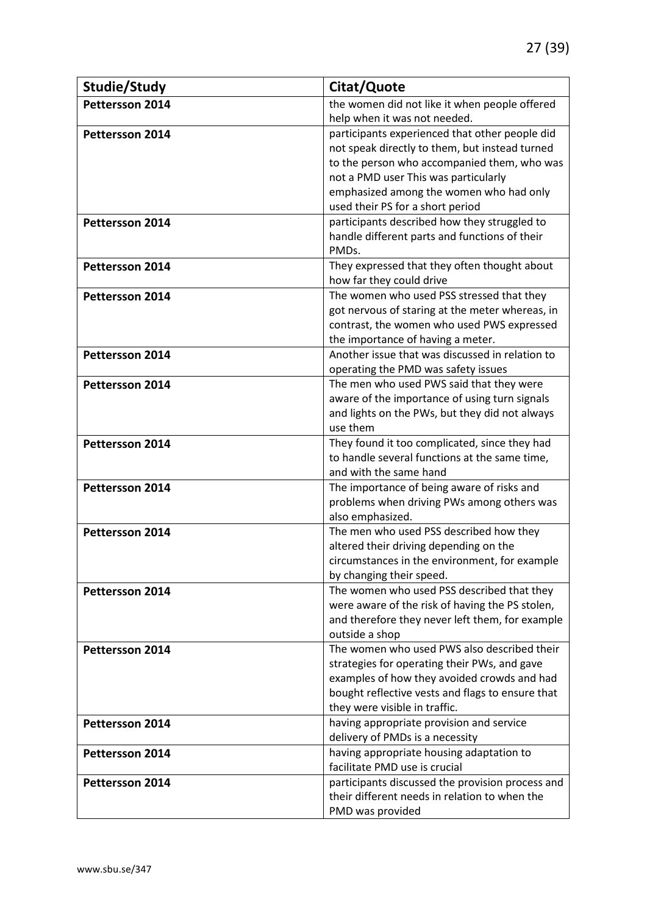| Studie/Study | Citat/Quote |
|---|---|
| Pettersson 2014 | the women did not like it when people offered help when it was not needed. |
| Pettersson 2014 | participants experienced that other people did not speak directly to them, but instead turned to the person who accompanied them, who was not a PMD user This was particularly emphasized among the women who had only used their PS for a short period |
| Pettersson 2014 | participants described how they struggled to handle different parts and functions of their PMDs. |
| Pettersson 2014 | They expressed that they often thought about how far they could drive |
| Pettersson 2014 | The women who used PSS stressed that they got nervous of staring at the meter whereas, in contrast, the women who used PWS expressed the importance of having a meter. |
| Pettersson 2014 | Another issue that was discussed in relation to operating the PMD was safety issues |
| Pettersson 2014 | The men who used PWS said that they were aware of the importance of using turn signals and lights on the PWs, but they did not always use them |
| Pettersson 2014 | They found it too complicated, since they had to handle several functions at the same time, and with the same hand |
| Pettersson 2014 | The importance of being aware of risks and problems when driving PWs among others was also emphasized. |
| Pettersson 2014 | The men who used PSS described how they altered their driving depending on the circumstances in the environment, for example by changing their speed. |
| Pettersson 2014 | The women who used PSS described that they were aware of the risk of having the PS stolen, and therefore they never left them, for example outside a shop |
| Pettersson 2014 | The women who used PWS also described their strategies for operating their PWs, and gave examples of how they avoided crowds and had bought reflective vests and flags to ensure that they were visible in traffic. |
| Pettersson 2014 | having appropriate provision and service delivery of PMDs is a necessity |
| Pettersson 2014 | having appropriate housing adaptation to facilitate PMD use is crucial |
| Pettersson 2014 | participants discussed the provision process and their different needs in relation to when the PMD was provided |

www.sbu.se/347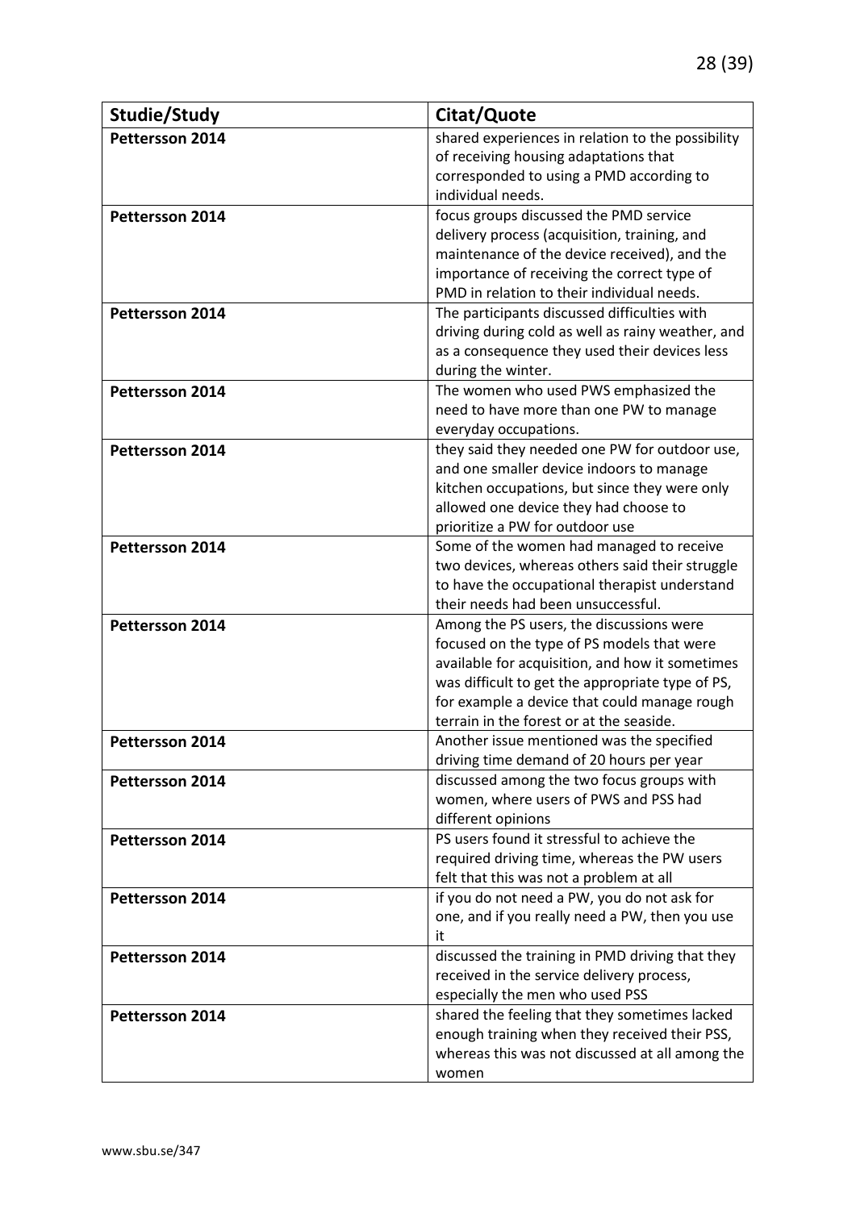| Studie/Study | Citat/Quote |
|---|---|
| Pettersson 2014 | shared experiences in relation to the possibility of receiving housing adaptations that corresponded to using a PMD according to individual needs. |
| Pettersson 2014 | focus groups discussed the PMD service delivery process (acquisition, training, and maintenance of the device received), and the importance of receiving the correct type of PMD in relation to their individual needs. |
| Pettersson 2014 | The participants discussed difficulties with driving during cold as well as rainy weather, and as a consequence they used their devices less during the winter. |
| Pettersson 2014 | The women who used PWS emphasized the need to have more than one PW to manage everyday occupations. |
| Pettersson 2014 | they said they needed one PW for outdoor use, and one smaller device indoors to manage kitchen occupations, but since they were only allowed one device they had choose to prioritize a PW for outdoor use |
| Pettersson 2014 | Some of the women had managed to receive two devices, whereas others said their struggle to have the occupational therapist understand their needs had been unsuccessful. |
| Pettersson 2014 | Among the PS users, the discussions were focused on the type of PS models that were available for acquisition, and how it sometimes was difficult to get the appropriate type of PS, for example a device that could manage rough terrain in the forest or at the seaside. |
| Pettersson 2014 | Another issue mentioned was the specified driving time demand of 20 hours per year |
| Pettersson 2014 | discussed among the two focus groups with women, where users of PWS and PSS had different opinions |
| Pettersson 2014 | PS users found it stressful to achieve the required driving time, whereas the PW users felt that this was not a problem at all |
| Pettersson 2014 | if you do not need a PW, you do not ask for one, and if you really need a PW, then you use it |
| Pettersson 2014 | discussed the training in PMD driving that they received in the service delivery process, especially the men who used PSS |
| Pettersson 2014 | shared the feeling that they sometimes lacked enough training when they received their PSS, whereas this was not discussed at all among the women |

www.sbu.se/347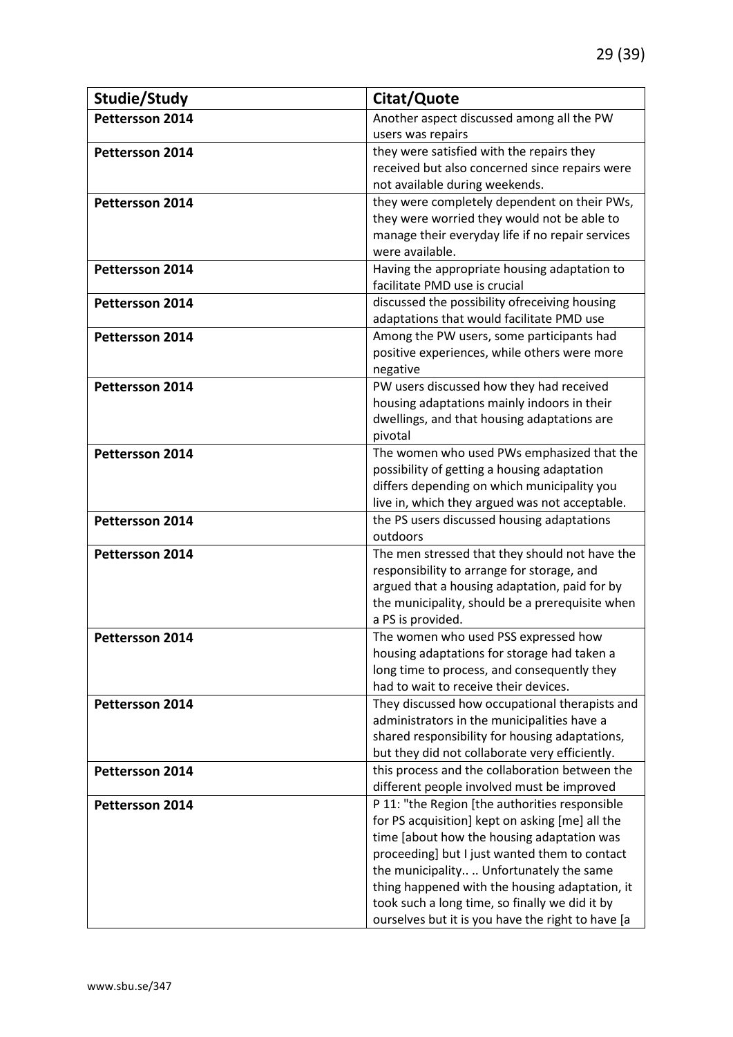| Studie/Study | Citat/Quote |
|---|---|
| Pettersson 2014 | Another aspect discussed among all the PW users was repairs |
| Pettersson 2014 | they were satisfied with the repairs they received but also concerned since repairs were not available during weekends. |
| Pettersson 2014 | they were completely dependent on their PWs, they were worried they would not be able to manage their everyday life if no repair services were available. |
| Pettersson 2014 | Having the appropriate housing adaptation to facilitate PMD use is crucial |
| Pettersson 2014 | discussed the possibility ofreceiving housing adaptations that would facilitate PMD use |
| Pettersson 2014 | Among the PW users, some participants had positive experiences, while others were more negative |
| Pettersson 2014 | PW users discussed how they had received housing adaptations mainly indoors in their dwellings, and that housing adaptations are pivotal |
| Pettersson 2014 | The women who used PWs emphasized that the possibility of getting a housing adaptation differs depending on which municipality you live in, which they argued was not acceptable. |
| Pettersson 2014 | the PS users discussed housing adaptations outdoors |
| Pettersson 2014 | The men stressed that they should not have the responsibility to arrange for storage, and argued that a housing adaptation, paid for by the municipality, should be a prerequisite when a PS is provided. |
| Pettersson 2014 | The women who used PSS expressed how housing adaptations for storage had taken a long time to process, and consequently they had to wait to receive their devices. |
| Pettersson 2014 | They discussed how occupational therapists and administrators in the municipalities have a shared responsibility for housing adaptations, but they did not collaborate very efficiently. |
| Pettersson 2014 | this process and the collaboration between the different people involved must be improved |
| Pettersson 2014 | P 11: "the Region [the authorities responsible for PS acquisition] kept on asking [me] all the time [about how the housing adaptation was proceeding] but I just wanted them to contact the municipality.. .. Unfortunately the same thing happened with the housing adaptation, it took such a long time, so finally we did it by ourselves but it is you have the right to have [a |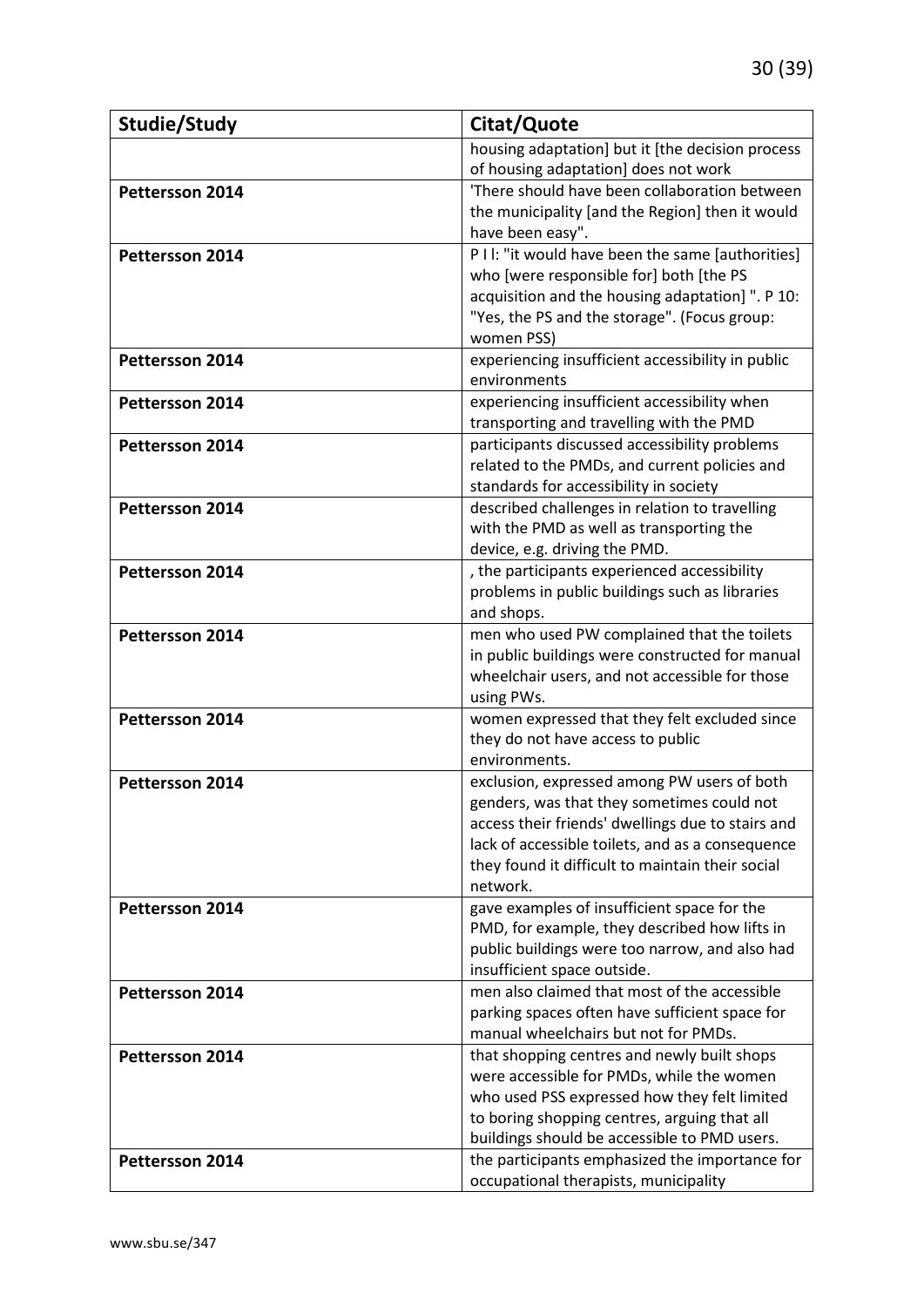| Studie/Study | Citat/Quote |
|---|---|
| | housing adaptation] but it [the decision process of housing adaptation] does not work |
| **Pettersson 2014** | 'There should have been collaboration between the municipality [and the Region] then it would have been easy". |
| **Pettersson 2014** | P I l: "it would have been the same [authorities] who [were responsible for] both [the PS acquisition and the housing adaptation] ". P 10: "Yes, the PS and the storage". (Focus group: women PSS) |
| **Pettersson 2014** | experiencing insufficient accessibility in public environments |
| **Pettersson 2014** | experiencing insufficient accessibility when transporting and travelling with the PMD |
| **Pettersson 2014** | participants discussed accessibility problems related to the PMDs, and current policies and standards for accessibility in society |
| **Pettersson 2014** | described challenges in relation to travelling with the PMD as well as transporting the device, e.g. driving the PMD. |
| **Pettersson 2014** | , the participants experienced accessibility problems in public buildings such as libraries and shops. |
| **Pettersson 2014** | men who used PW complained that the toilets in public buildings were constructed for manual wheelchair users, and not accessible for those using PWs. |
| **Pettersson 2014** | women expressed that they felt excluded since they do not have access to public environments. |
| **Pettersson 2014** | exclusion, expressed among PW users of both genders, was that they sometimes could not access their friends' dwellings due to stairs and lack of accessible toilets, and as a consequence they found it difficult to maintain their social network. |
| **Pettersson 2014** | gave examples of insufficient space for the PMD, for example, they described how lifts in public buildings were too narrow, and also had insufficient space outside. |
| **Pettersson 2014** | men also claimed that most of the accessible parking spaces often have sufficient space for manual wheelchairs but not for PMDs. |
| **Pettersson 2014** | that shopping centres and newly built shops were accessible for PMDs, while the women who used PSS expressed how they felt limited to boring shopping centres, arguing that all buildings should be accessible to PMD users. |
| **Pettersson 2014** | the participants emphasized the importance for occupational therapists, municipality |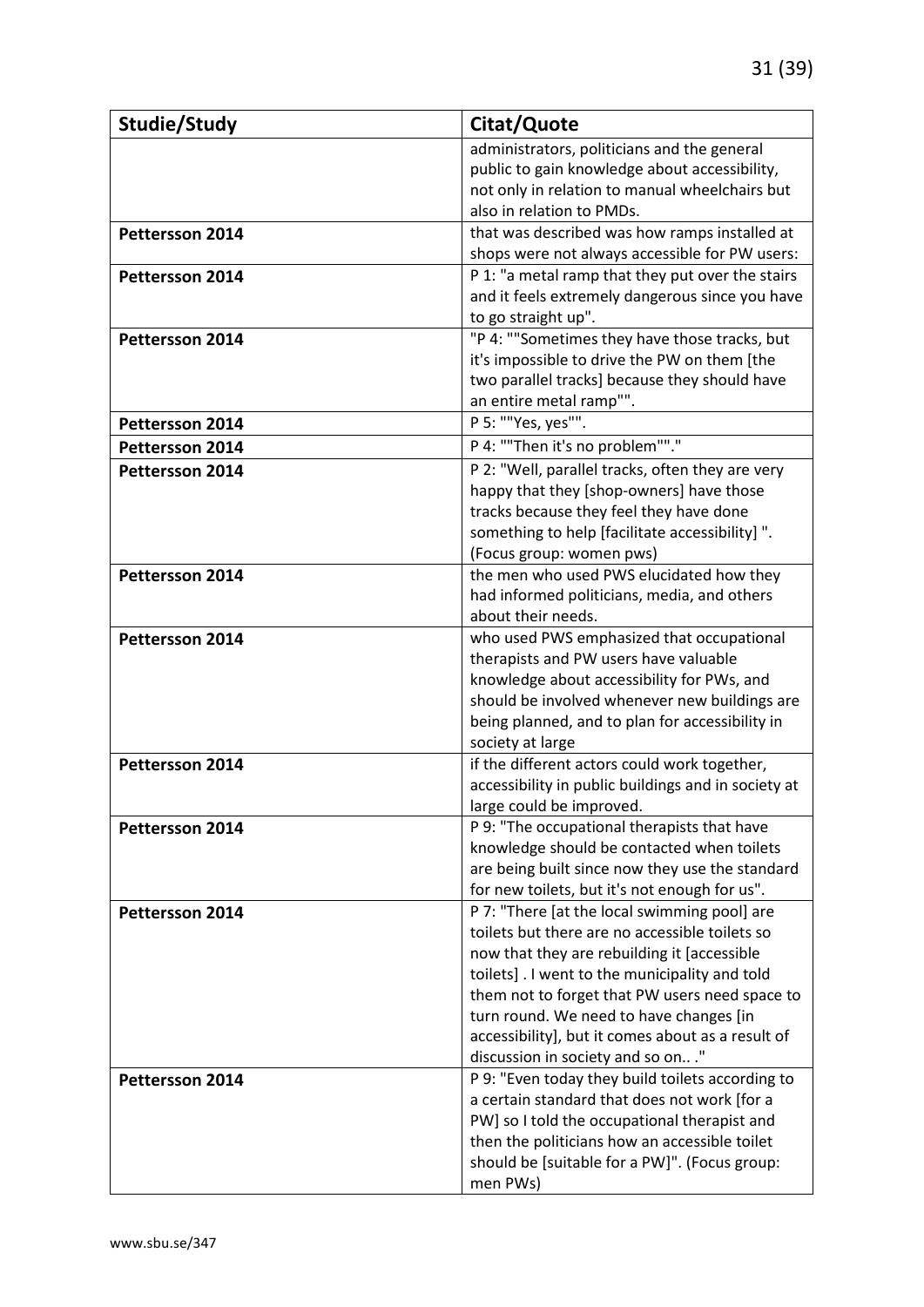| Studie/Study | Citat/Quote |
|---|---|
| | administrators, politicians and the general public to gain knowledge about accessibility, not only in relation to manual wheelchairs but also in relation to PMDs. |
| Pettersson 2014 | that was described was how ramps installed at shops were not always accessible for PW users: |
| Pettersson 2014 | P 1: "a metal ramp that they put over the stairs and it feels extremely dangerous since you have to go straight up". |
| Pettersson 2014 | "P 4: ""Sometimes they have those tracks, but it's impossible to drive the PW on them [the two parallel tracks] because they should have an entire metal ramp"". |
| Pettersson 2014 | P 5: ""Yes, yes"". |
| Pettersson 2014 | P 4: ""Then it's no problem""." |
| Pettersson 2014 | P 2: "Well, parallel tracks, often they are very happy that they [shop-owners] have those tracks because they feel they have done something to help [facilitate accessibility] ". (Focus group: women pws) |
| Pettersson 2014 | the men who used PWS elucidated how they had informed politicians, media, and others about their needs. |
| Pettersson 2014 | who used PWS emphasized that occupational therapists and PW users have valuable knowledge about accessibility for PWs, and should be involved whenever new buildings are being planned, and to plan for accessibility in society at large |
| Pettersson 2014 | if the different actors could work together, accessibility in public buildings and in society at large could be improved. |
| Pettersson 2014 | P 9: "The occupational therapists that have knowledge should be contacted when toilets are being built since now they use the standard for new toilets, but it's not enough for us". |
| Pettersson 2014 | P 7: "There [at the local swimming pool] are toilets but there are no accessible toilets so now that they are rebuilding it [accessible toilets] . I went to the municipality and told them not to forget that PW users need space to turn round. We need to have changes [in accessibility], but it comes about as a result of discussion in society and so on.. ." |
| Pettersson 2014 | P 9: "Even today they build toilets according to a certain standard that does not work [for a PW] so I told the occupational therapist and then the politicians how an accessible toilet should be [suitable for a PW]". (Focus group: men PWs) |

www.sbu.se/347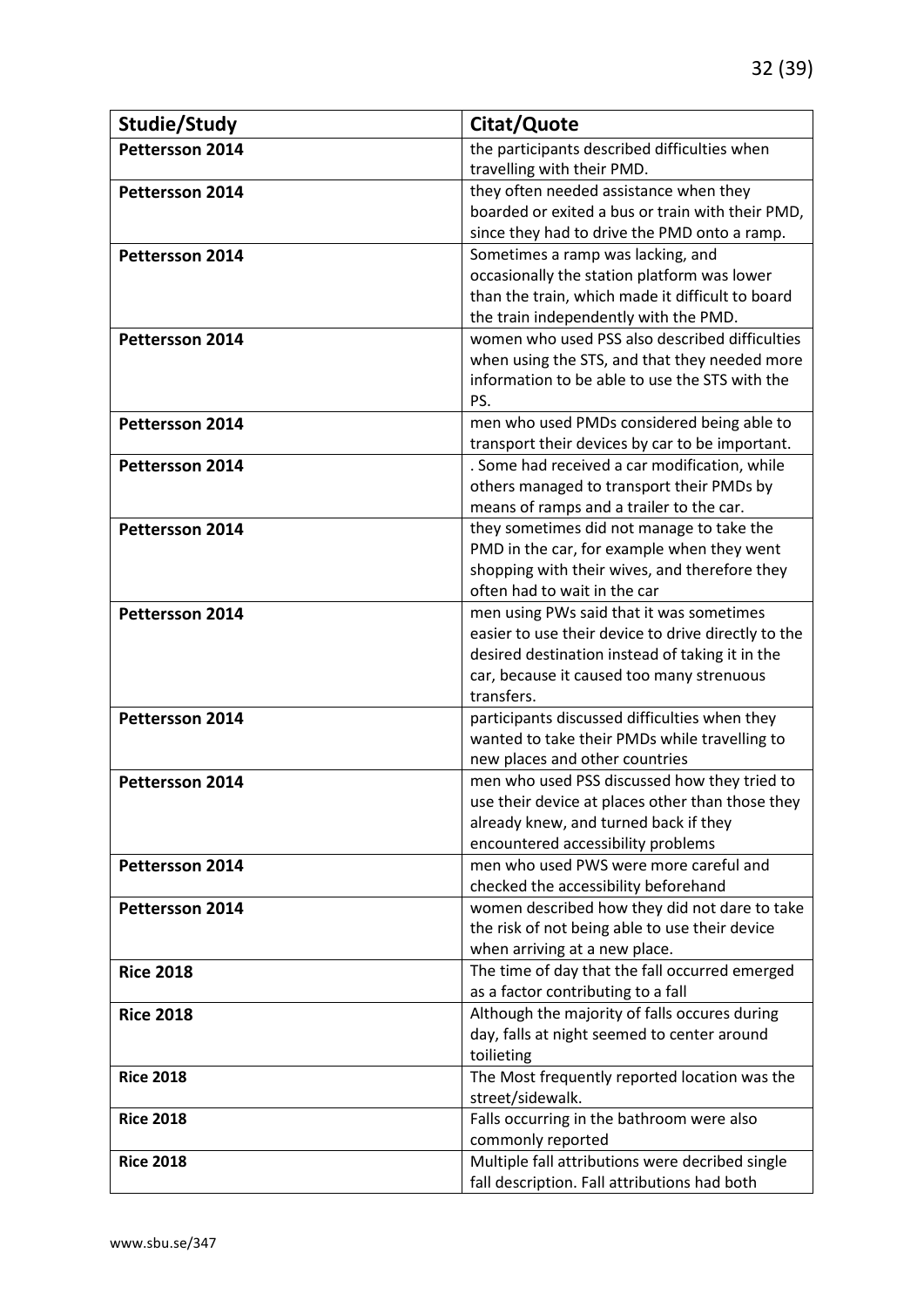| Studie/Study | Citat/Quote |
|---|---|
| **Pettersson 2014** | the participants described difficulties when travelling with their PMD. |
| **Pettersson 2014** | they often needed assistance when they boarded or exited a bus or train with their PMD, since they had to drive the PMD onto a ramp. |
| **Pettersson 2014** | Sometimes a ramp was lacking, and occasionally the station platform was lower than the train, which made it difficult to board the train independently with the PMD. |
| **Pettersson 2014** | women who used PSS also described difficulties when using the STS, and that they needed more information to be able to use the STS with the PS. |
| **Pettersson 2014** | men who used PMDs considered being able to transport their devices by car to be important. |
| **Pettersson 2014** | . Some had received a car modification, while others managed to transport their PMDs by means of ramps and a trailer to the car. |
| **Pettersson 2014** | they sometimes did not manage to take the PMD in the car, for example when they went shopping with their wives, and therefore they often had to wait in the car |
| **Pettersson 2014** | men using PWs said that it was sometimes easier to use their device to drive directly to the desired destination instead of taking it in the car, because it caused too many strenuous transfers. |
| **Pettersson 2014** | participants discussed difficulties when they wanted to take their PMDs while travelling to new places and other countries |
| **Pettersson 2014** | men who used PSS discussed how they tried to use their device at places other than those they already knew, and turned back if they encountered accessibility problems |
| **Pettersson 2014** | men who used PWS were more careful and checked the accessibility beforehand |
| **Pettersson 2014** | women described how they did not dare to take the risk of not being able to use their device when arriving at a new place. |
| **Rice 2018** | The time of day that the fall occurred emerged as a factor contributing to a fall |
| **Rice 2018** | Although the majority of falls occures during day, falls at night seemed to center around toilieting |
| **Rice 2018** | The Most frequently reported location was the street/sidewalk. |
| **Rice 2018** | Falls occurring in the bathroom were also commonly reported |
| **Rice 2018** | Multiple fall attributions were decribed single fall description. Fall attributions had both |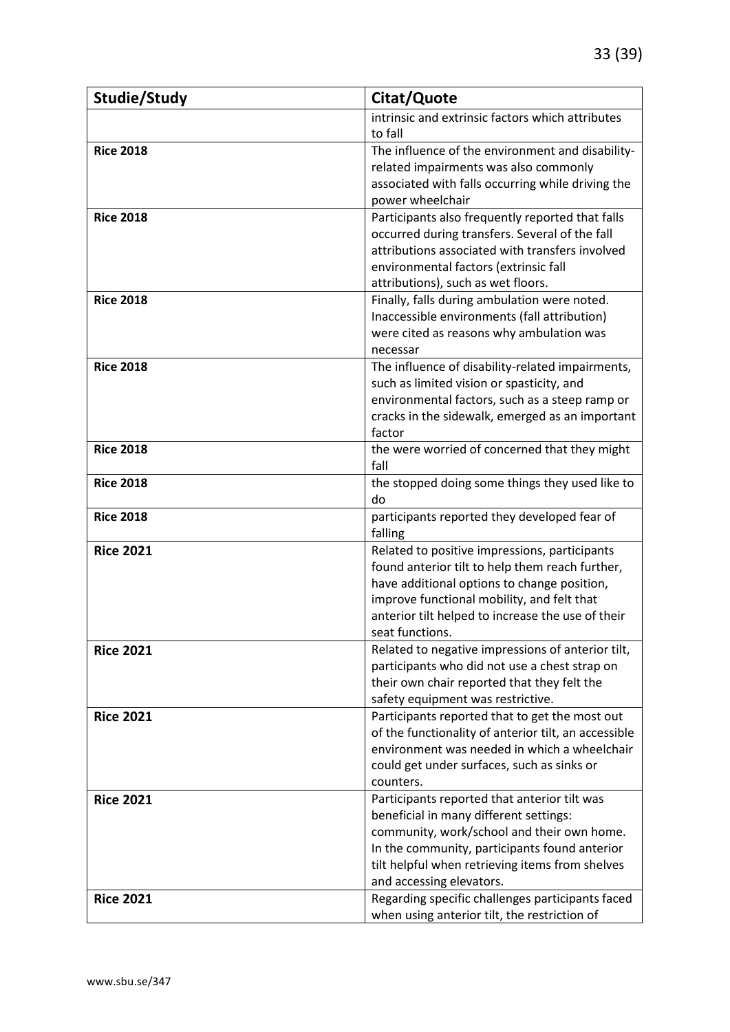| Studie/Study | Citat/Quote |
|---|---|
| | intrinsic and extrinsic factors which attributes to fall |
| **Rice 2018** | The influence of the environment and disability-related impairments was also commonly associated with falls occurring while driving the power wheelchair |
| **Rice 2018** | Participants also frequently reported that falls occurred during transfers. Several of the fall attributions associated with transfers involved environmental factors (extrinsic fall attributions), such as wet floors. |
| **Rice 2018** | Finally, falls during ambulation were noted. Inaccessible environments (fall attribution) were cited as reasons why ambulation was necessar |
| **Rice 2018** | The influence of disability-related impairments, such as limited vision or spasticity, and environmental factors, such as a steep ramp or cracks in the sidewalk, emerged as an important factor |
| **Rice 2018** | the were worried of concerned that they might fall |
| **Rice 2018** | the stopped doing some things they used like to do |
| **Rice 2018** | participants reported they developed fear of falling |
| **Rice 2021** | Related to positive impressions, participants found anterior tilt to help them reach further, have additional options to change position, improve functional mobility, and felt that anterior tilt helped to increase the use of their seat functions. |
| **Rice 2021** | Related to negative impressions of anterior tilt, participants who did not use a chest strap on their own chair reported that they felt the safety equipment was restrictive. |
| **Rice 2021** | Participants reported that to get the most out of the functionality of anterior tilt, an accessible environment was needed in which a wheelchair could get under surfaces, such as sinks or counters. |
| **Rice 2021** | Participants reported that anterior tilt was beneficial in many different settings: community, work/school and their own home. In the community, participants found anterior tilt helpful when retrieving items from shelves and accessing elevators. |
| **Rice 2021** | Regarding specific challenges participants faced when using anterior tilt, the restriction of |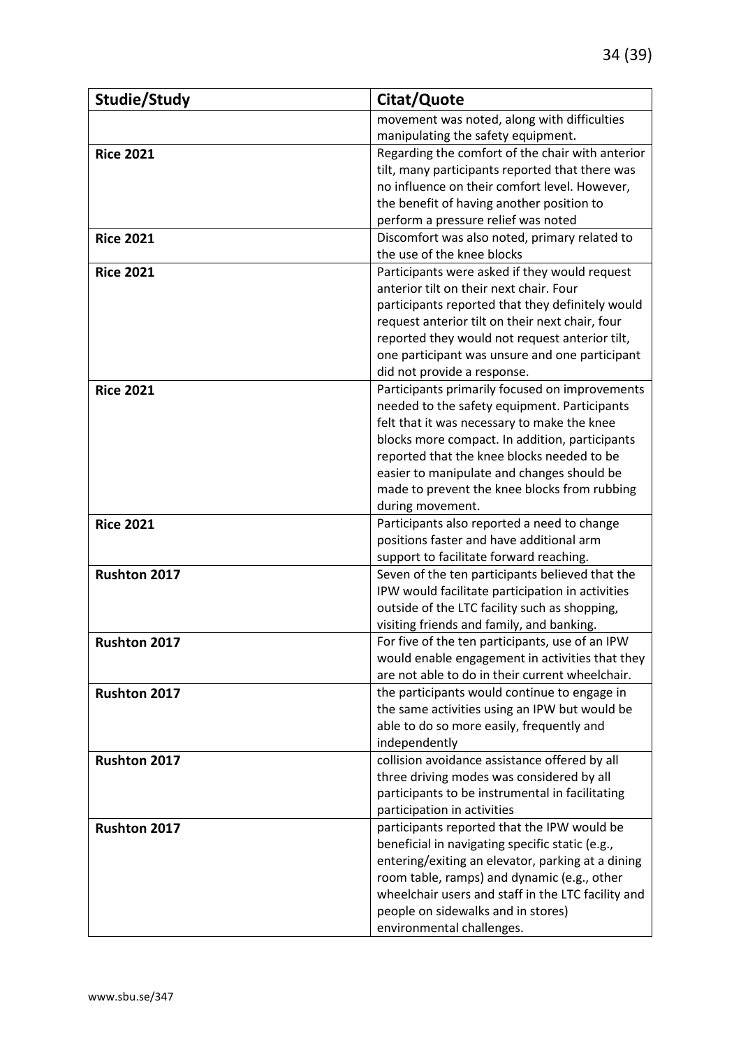| Studie/Study | Citat/Quote |
|---|---|
| | movement was noted, along with difficulties manipulating the safety equipment. |
| **Rice 2021** | Regarding the comfort of the chair with anterior tilt, many participants reported that there was no influence on their comfort level. However, the benefit of having another position to perform a pressure relief was noted |
| **Rice 2021** | Discomfort was also noted, primary related to the use of the knee blocks |
| **Rice 2021** | Participants were asked if they would request anterior tilt on their next chair. Four participants reported that they definitely would request anterior tilt on their next chair, four reported they would not request anterior tilt, one participant was unsure and one participant did not provide a response. |
| **Rice 2021** | Participants primarily focused on improvements needed to the safety equipment. Participants felt that it was necessary to make the knee blocks more compact. In addition, participants reported that the knee blocks needed to be easier to manipulate and changes should be made to prevent the knee blocks from rubbing during movement. |
| **Rice 2021** | Participants also reported a need to change positions faster and have additional arm support to facilitate forward reaching. |
| **Rushton 2017** | Seven of the ten participants believed that the IPW would facilitate participation in activities outside of the LTC facility such as shopping, visiting friends and family, and banking. |
| **Rushton 2017** | For five of the ten participants, use of an IPW would enable engagement in activities that they are not able to do in their current wheelchair. |
| **Rushton 2017** | the participants would continue to engage in the same activities using an IPW but would be able to do so more easily, frequently and independently |
| **Rushton 2017** | collision avoidance assistance offered by all three driving modes was considered by all participants to be instrumental in facilitating participation in activities |
| **Rushton 2017** | participants reported that the IPW would be beneficial in navigating specific static (e.g., entering/exiting an elevator, parking at a dining room table, ramps) and dynamic (e.g., other wheelchair users and staff in the LTC facility and people on sidewalks and in stores) environmental challenges. |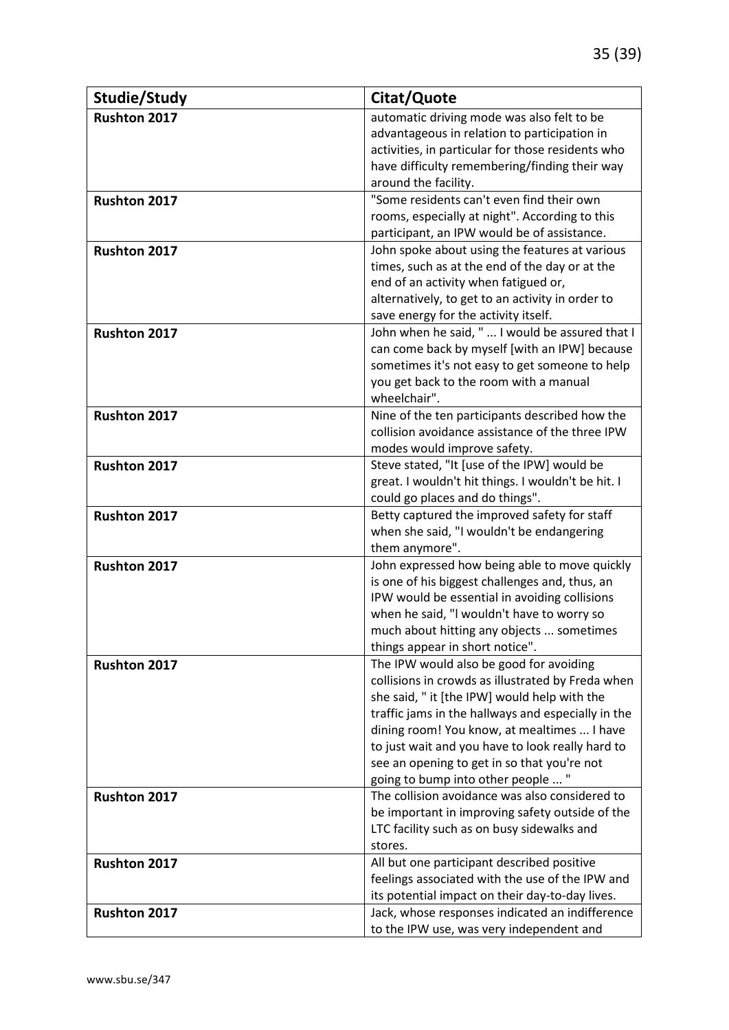| Studie/Study | Citat/Quote |
|---|---|
| **Rushton 2017** | automatic driving mode was also felt to be advantageous in relation to participation in activities, in particular for those residents who have difficulty remembering/finding their way around the facility. |
| **Rushton 2017** | "Some residents can't even find their own rooms, especially at night". According to this participant, an IPW would be of assistance. |
| **Rushton 2017** | John spoke about using the features at various times, such as at the end of the day or at the end of an activity when fatigued or, alternatively, to get to an activity in order to save energy for the activity itself. |
| **Rushton 2017** | John when he said, " ... I would be assured that I can come back by myself [with an IPW] because sometimes it's not easy to get someone to help you get back to the room with a manual wheelchair". |
| **Rushton 2017** | Nine of the ten participants described how the collision avoidance assistance of the three IPW modes would improve safety. |
| **Rushton 2017** | Steve stated, "It [use of the IPW] would be great. I wouldn't hit things. I wouldn't be hit. I could go places and do things". |
| **Rushton 2017** | Betty captured the improved safety for staff when she said, "I wouldn't be endangering them anymore". |
| **Rushton 2017** | John expressed how being able to move quickly is one of his biggest challenges and, thus, an IPW would be essential in avoiding collisions when he said, "l wouldn't have to worry so much about hitting any objects ... sometimes things appear in short notice". |
| **Rushton 2017** | The IPW would also be good for avoiding collisions in crowds as illustrated by Freda when she said, " it [the IPW] would help with the traffic jams in the hallways and especially in the dining room! You know, at mealtimes ... I have to just wait and you have to look really hard to see an opening to get in so that you're not going to bump into other people ... " |
| **Rushton 2017** | The collision avoidance was also considered to be important in improving safety outside of the LTC facility such as on busy sidewalks and stores. |
| **Rushton 2017** | All but one participant described positive feelings associated with the use of the IPW and its potential impact on their day-to-day lives. |
| **Rushton 2017** | Jack, whose responses indicated an indifference to the IPW use, was very independent and |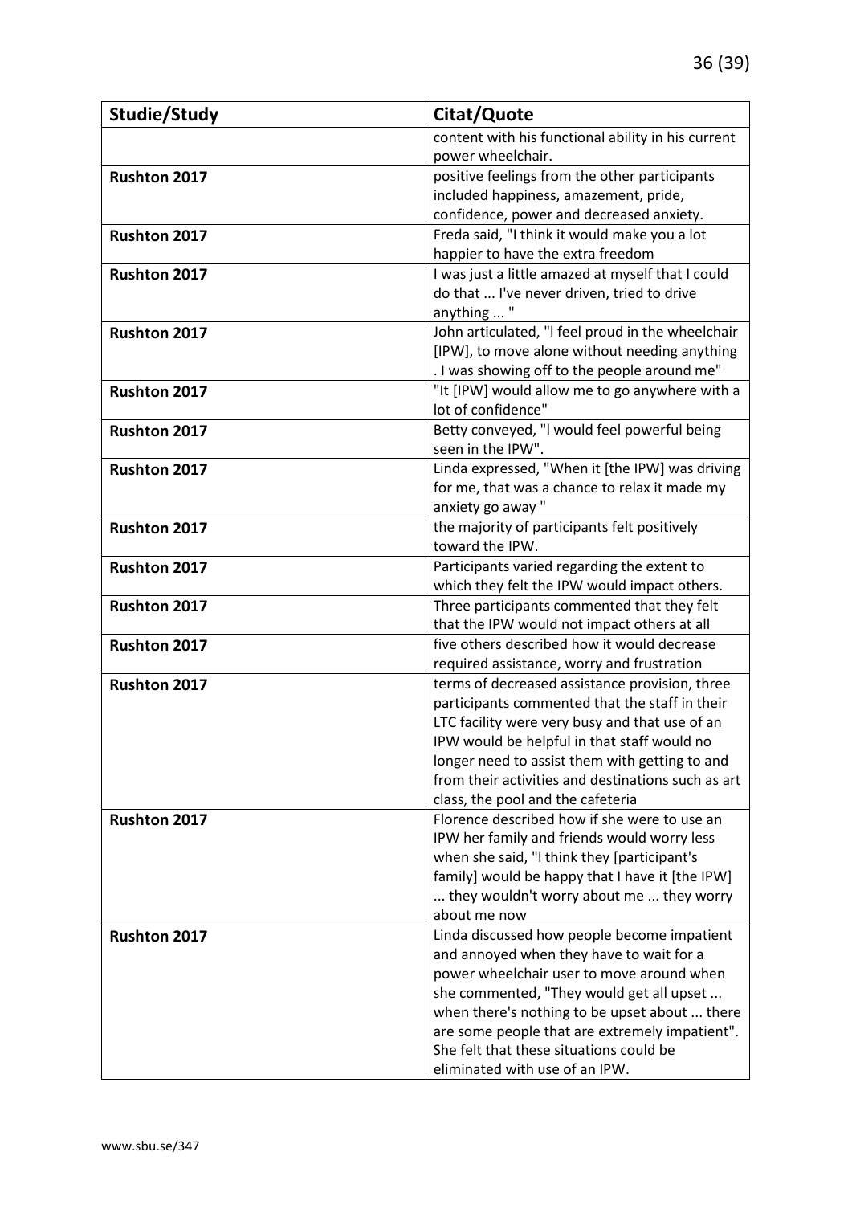| Studie/Study | Citat/Quote |
|---|---|
| | content with his functional ability in his current power wheelchair. |
| **Rushton 2017** | positive feelings from the other participants included happiness, amazement, pride, confidence, power and decreased anxiety. |
| **Rushton 2017** | Freda said, "I think it would make you a lot happier to have the extra freedom |
| **Rushton 2017** | I was just a little amazed at myself that I could do that ... I've never driven, tried to drive anything ... " |
| **Rushton 2017** | John articulated, "l feel proud in the wheelchair [IPW], to move alone without needing anything . I was showing off to the people around me" |
| **Rushton 2017** | "It [IPW] would allow me to go anywhere with a lot of confidence" |
| **Rushton 2017** | Betty conveyed, "I would feel powerful being seen in the IPW". |
| **Rushton 2017** | Linda expressed, "When it [the IPW] was driving for me, that was a chance to relax it made my anxiety go away " |
| **Rushton 2017** | the majority of participants felt positively toward the IPW. |
| **Rushton 2017** | Participants varied regarding the extent to which they felt the IPW would impact others. |
| **Rushton 2017** | Three participants commented that they felt that the IPW would not impact others at all |
| **Rushton 2017** | five others described how it would decrease required assistance, worry and frustration |
| **Rushton 2017** | terms of decreased assistance provision, three participants commented that the staff in their LTC facility were very busy and that use of an IPW would be helpful in that staff would no longer need to assist them with getting to and from their activities and destinations such as art class, the pool and the cafeteria |
| **Rushton 2017** | Florence described how if she were to use an IPW her family and friends would worry less when she said, "l think they [participant's family] would be happy that I have it [the IPW] ... they wouldn't worry about me ... they worry about me now |
| **Rushton 2017** | Linda discussed how people become impatient and annoyed when they have to wait for a power wheelchair user to move around when she commented, "They would get all upset ... when there's nothing to be upset about ... there are some people that are extremely impatient". She felt that these situations could be eliminated with use of an IPW. |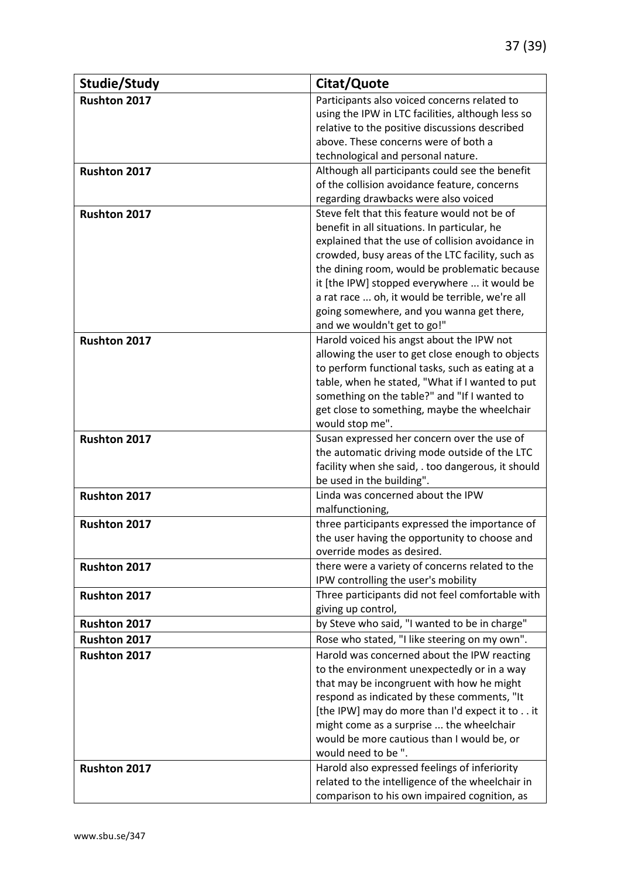| Studie/Study | Citat/Quote |
|---|---|
| **Rushton 2017** | Participants also voiced concerns related to using the IPW in LTC facilities, although less so relative to the positive discussions described above. These concerns were of both a technological and personal nature. |
| **Rushton 2017** | Although all participants could see the benefit of the collision avoidance feature, concerns regarding drawbacks were also voiced |
| **Rushton 2017** | Steve felt that this feature would not be of benefit in all situations. In particular, he explained that the use of collision avoidance in crowded, busy areas of the LTC facility, such as the dining room, would be problematic because it [the IPW] stopped everywhere ... it would be a rat race ... oh, it would be terrible, we're all going somewhere, and you wanna get there, and we wouldn't get to go!" |
| **Rushton 2017** | Harold voiced his angst about the IPW not allowing the user to get close enough to objects to perform functional tasks, such as eating at a table, when he stated, "What if I wanted to put something on the table?" and "If I wanted to get close to something, maybe the wheelchair would stop me". |
| **Rushton 2017** | Susan expressed her concern over the use of the automatic driving mode outside of the LTC facility when she said, . too dangerous, it should be used in the building". |
| **Rushton 2017** | Linda was concerned about the IPW malfunctioning, |
| **Rushton 2017** | three participants expressed the importance of the user having the opportunity to choose and override modes as desired. |
| **Rushton 2017** | there were a variety of concerns related to the IPW controlling the user's mobility |
| **Rushton 2017** | Three participants did not feel comfortable with giving up control, |
| **Rushton 2017** | by Steve who said, "I wanted to be in charge" |
| **Rushton 2017** | Rose who stated, "I like steering on my own". |
| **Rushton 2017** | Harold was concerned about the IPW reacting to the environment unexpectedly or in a way that may be incongruent with how he might respond as indicated by these comments, "It [the IPW] may do more than I'd expect it to . . it might come as a surprise ... the wheelchair would be more cautious than I would be, or would need to be ". |
| **Rushton 2017** | Harold also expressed feelings of inferiority related to the intelligence of the wheelchair in comparison to his own impaired cognition, as |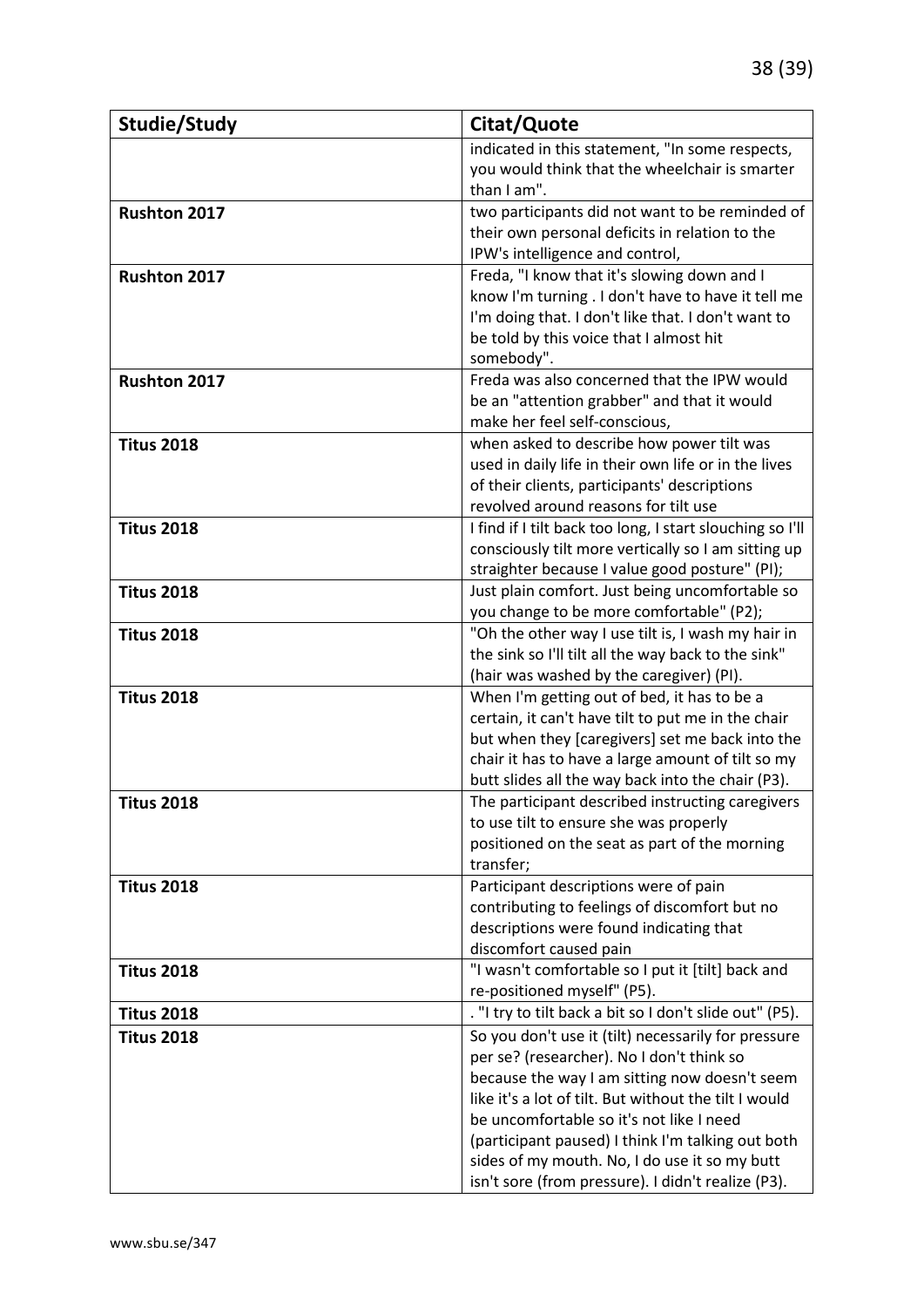| Studie/Study | Citat/Quote |
|---|---|
| | indicated in this statement, "In some respects, you would think that the wheelchair is smarter than I am". |
| **Rushton 2017** | two participants did not want to be reminded of their own personal deficits in relation to the IPW's intelligence and control, |
| **Rushton 2017** | Freda, "I know that it's slowing down and I know I'm turning . I don't have to have it tell me I'm doing that. I don't like that. I don't want to be told by this voice that I almost hit somebody". |
| **Rushton 2017** | Freda was also concerned that the IPW would be an "attention grabber" and that it would make her feel self-conscious, |
| **Titus 2018** | when asked to describe how power tilt was used in daily life in their own life or in the lives of their clients, participants' descriptions revolved around reasons for tilt use |
| **Titus 2018** | I find if I tilt back too long, I start slouching so I'll consciously tilt more vertically so I am sitting up straighter because I value good posture" (PI); |
| **Titus 2018** | Just plain comfort. Just being uncomfortable so you change to be more comfortable" (P2); |
| **Titus 2018** | "Oh the other way I use tilt is, I wash my hair in the sink so I'll tilt all the way back to the sink" (hair was washed by the caregiver) (PI). |
| **Titus 2018** | When I'm getting out of bed, it has to be a certain, it can't have tilt to put me in the chair but when they [caregivers] set me back into the chair it has to have a large amount of tilt so my butt slides all the way back into the chair (P3). |
| **Titus 2018** | The participant described instructing caregivers to use tilt to ensure she was properly positioned on the seat as part of the morning transfer; |
| **Titus 2018** | Participant descriptions were of pain contributing to feelings of discomfort but no descriptions were found indicating that discomfort caused pain |
| **Titus 2018** | "I wasn't comfortable so I put it [tilt] back and re-positioned myself" (P5). |
| **Titus 2018** | . "I try to tilt back a bit so I don't slide out" (P5). |
| **Titus 2018** | So you don't use it (tilt) necessarily for pressure per se? (researcher). No I don't think so because the way I am sitting now doesn't seem like it's a lot of tilt. But without the tilt I would be uncomfortable so it's not like I need (participant paused) I think I'm talking out both sides of my mouth. No, I do use it so my butt isn't sore (from pressure). I didn't realize (P3). |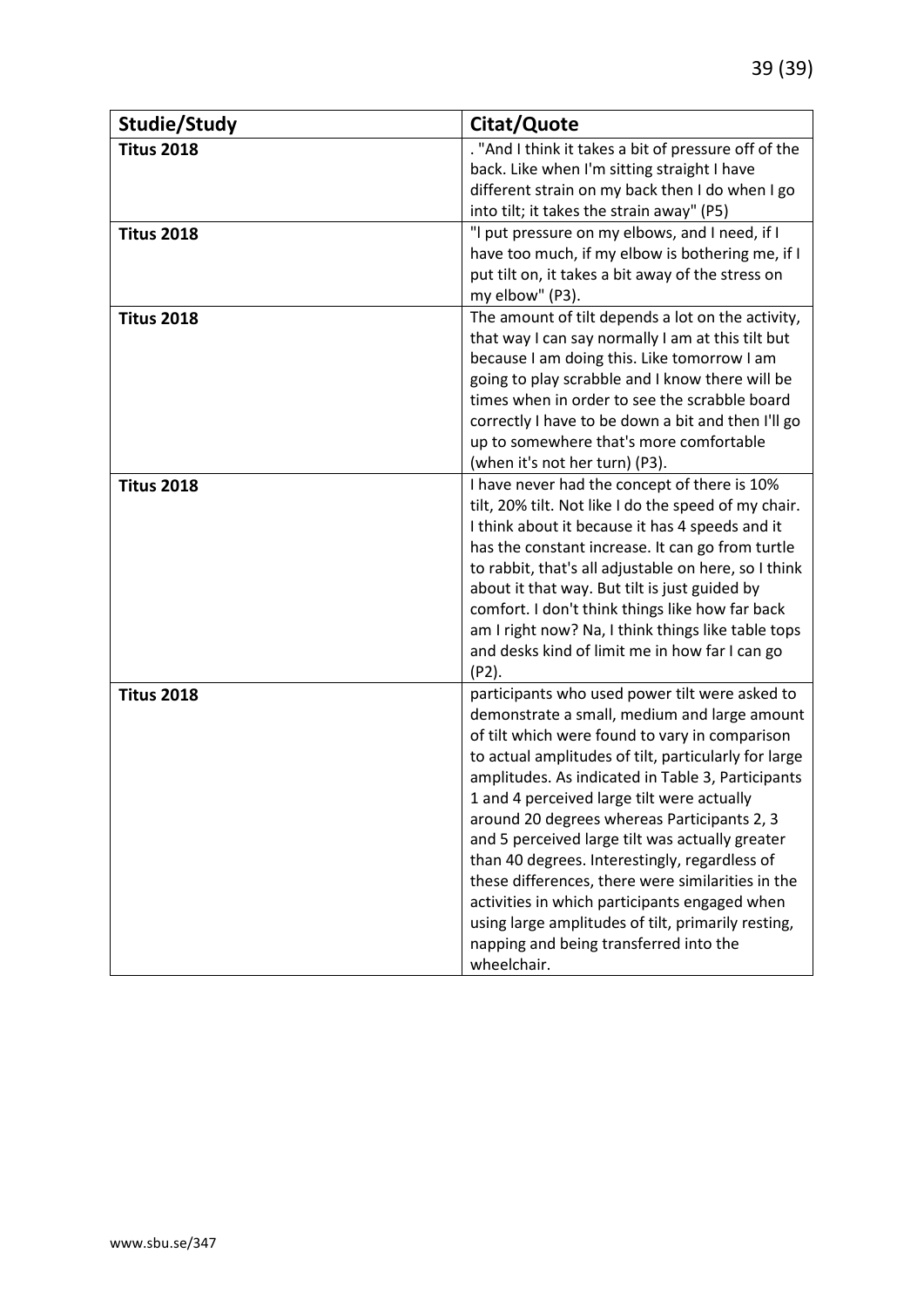| Studie/Study | Citat/Quote |
|---|---|
| **Titus 2018** | . "And I think it takes a bit of pressure off of the back. Like when I'm sitting straight I have different strain on my back then I do when I go into tilt; it takes the strain away" (P5) |
| **Titus 2018** | "I put pressure on my elbows, and I need, if I have too much, if my elbow is bothering me, if I put tilt on, it takes a bit away of the stress on my elbow" (P3). |
| **Titus 2018** | The amount of tilt depends a lot on the activity, that way I can say normally I am at this tilt but because I am doing this. Like tomorrow I am going to play scrabble and I know there will be times when in order to see the scrabble board correctly I have to be down a bit and then I'll go up to somewhere that's more comfortable (when it's not her turn) (P3). |
| **Titus 2018** | I have never had the concept of there is 10% tilt, 20% tilt. Not like I do the speed of my chair. I think about it because it has 4 speeds and it has the constant increase. It can go from turtle to rabbit, that's all adjustable on here, so I think about it that way. But tilt is just guided by comfort. I don't think things like how far back am I right now? Na, I think things like table tops and desks kind of limit me in how far I can go (P2). |
| **Titus 2018** | participants who used power tilt were asked to demonstrate a small, medium and large amount of tilt which were found to vary in comparison to actual amplitudes of tilt, particularly for large amplitudes. As indicated in Table 3, Participants 1 and 4 perceived large tilt were actually around 20 degrees whereas Participants 2, 3 and 5 perceived large tilt was actually greater than 40 degrees. Interestingly, regardless of these differences, there were similarities in the activities in which participants engaged when using large amplitudes of tilt, primarily resting, napping and being transferred into the wheelchair. |

www.sbu.se/347